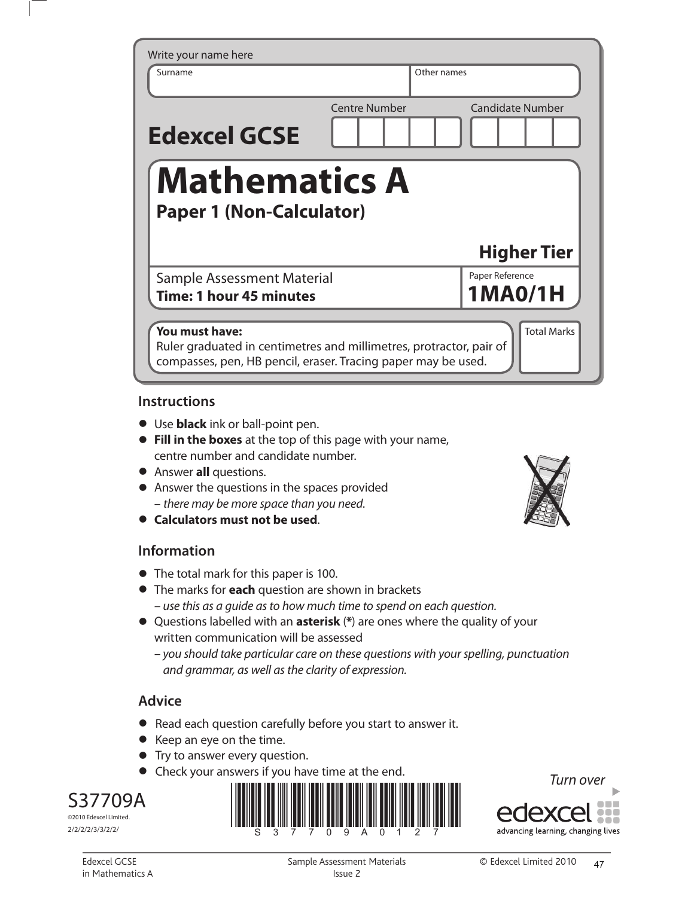Write your name here

| Surname | Other names |
|---|---|
| | |

**Edexcel GCSE**

| Centre Number | Candidate Number |
|---|---|
| | |

# Mathematics A

## Paper 1 (Non-Calculator)

**Higher Tier**

| Sample Assessment Material | Paper Reference |
|---|---|
| **Time: 1 hour 45 minutes** | **1MA0/1H** |

**You must have:**
Ruler graduated in centimetres and millimetres, protractor, pair of compasses, pen, HB pencil, eraser. Tracing paper may be used.

Total Marks

## Instructions

- Use **black** ink or ball-point pen.
- **Fill in the boxes** at the top of this page with your name, centre number and candidate number.
- Answer **all** questions.
- Answer the questions in the spaces provided
  – *there may be more space than you need.*
- **Calculators must not be used**.

## Information

- The total mark for this paper is 100.
- The marks for **each** question are shown in brackets
  – *use this as a guide as to how much time to spend on each question.*
- Questions labelled with an **asterisk** (*) are ones where the quality of your written communication will be assessed
  – *you should take particular care on these questions with your spelling, punctuation and grammar, as well as the clarity of expression.*

## Advice

- Read each question carefully before you start to answer it.
- Keep an eye on the time.
- Try to answer every question.
- Check your answers if you have time at the end.

*Turn over* ▶

S37709A

©2010 Edexcel Limited.

2/2/2/2/3/3/2/2/

S 3 7 7 0 9 A 0 1 2 7

edexcel
advancing learning, changing lives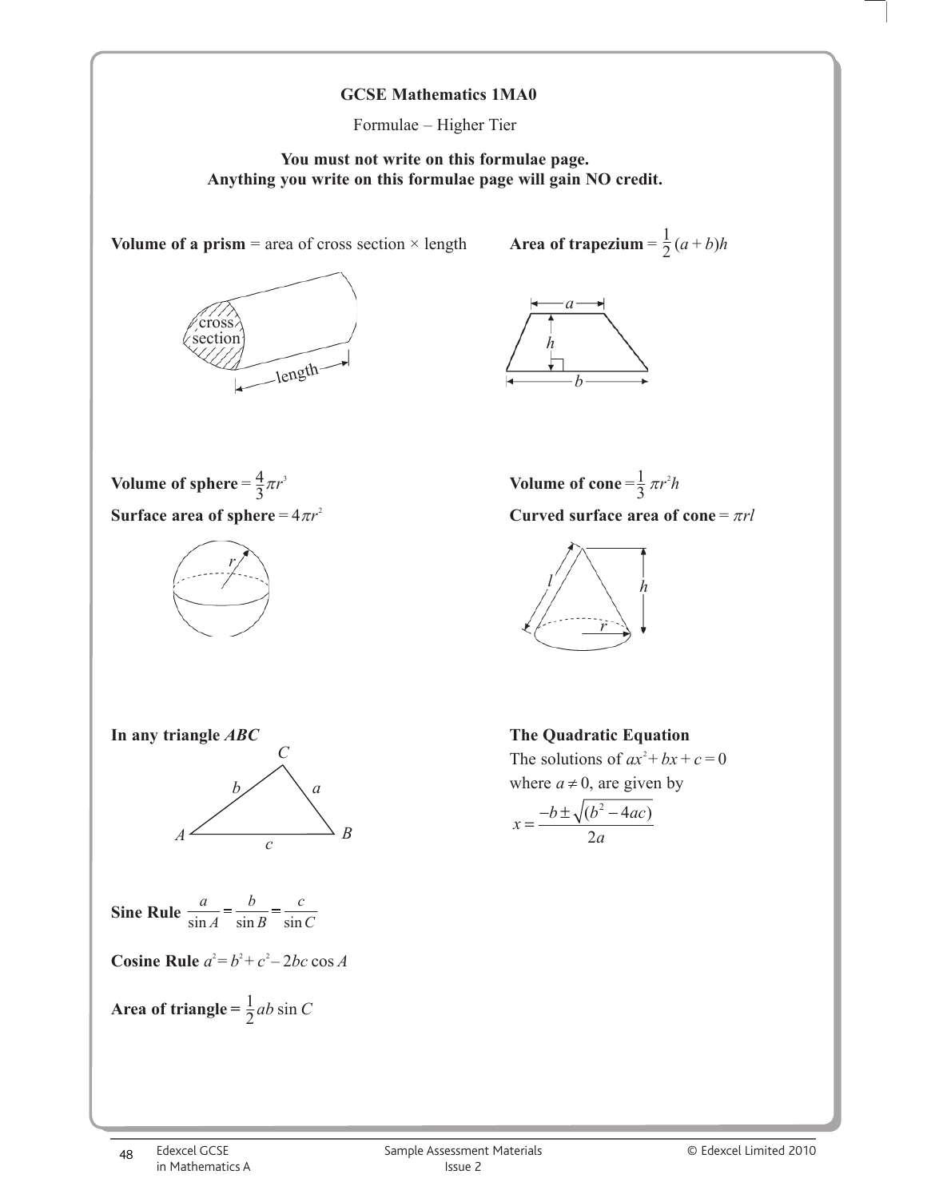**GCSE Mathematics 1MA0**

Formulae – Higher Tier

**You must not write on this formulae page.**
**Anything you write on this formulae page will gain NO credit.**

**Volume of a prism** = area of cross section × length

**Area of trapezium** = $\frac{1}{2}(a + b)h$

**Volume of sphere** = $\frac{4}{3}\pi r^3$

**Surface area of sphere** = $4\pi r^2$

**Volume of cone** = $\frac{1}{3}\pi r^2 h$

**Curved surface area of cone** = $\pi rl$

**In any triangle *ABC***

**Sine Rule** $\frac{a}{\sin A} = \frac{b}{\sin B} = \frac{c}{\sin C}$

**Cosine Rule** $a^2 = b^2 + c^2 - 2bc \cos A$

**Area of triangle** = $\frac{1}{2}ab \sin C$

**The Quadratic Equation**

The solutions of $ax^2 + bx + c = 0$
where $a \neq 0$, are given by

$$x = \frac{-b \pm \sqrt{(b^2 - 4ac)}}{2a}$$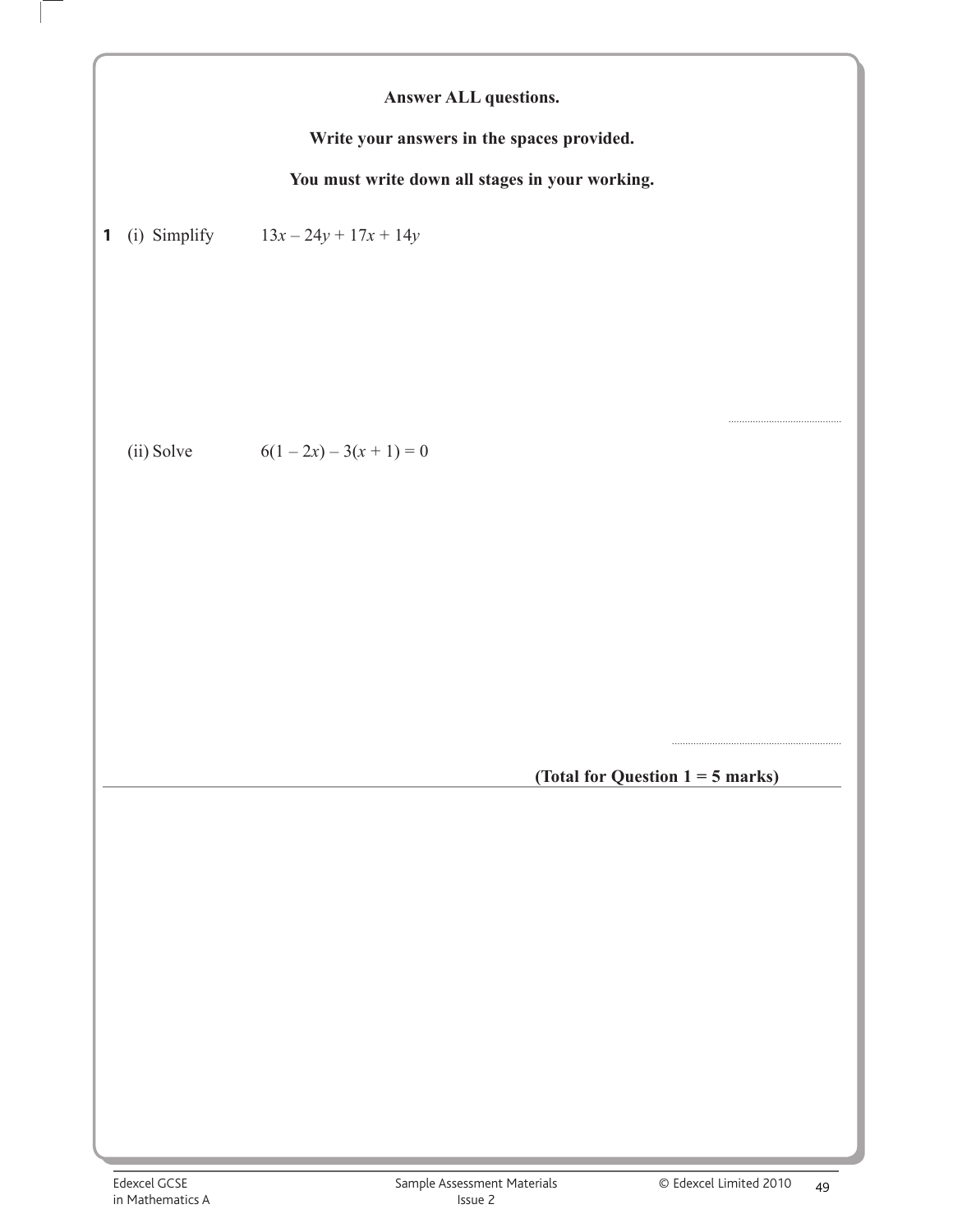**Answer ALL questions.**

**Write your answers in the spaces provided.**

**You must write down all stages in your working.**

**1** (i) Simplify $13x - 24y + 17x + 14y$

..................................

(ii) Solve $6(1 - 2x) - 3(x + 1) = 0$

..................................

**(Total for Question 1 = 5 marks)**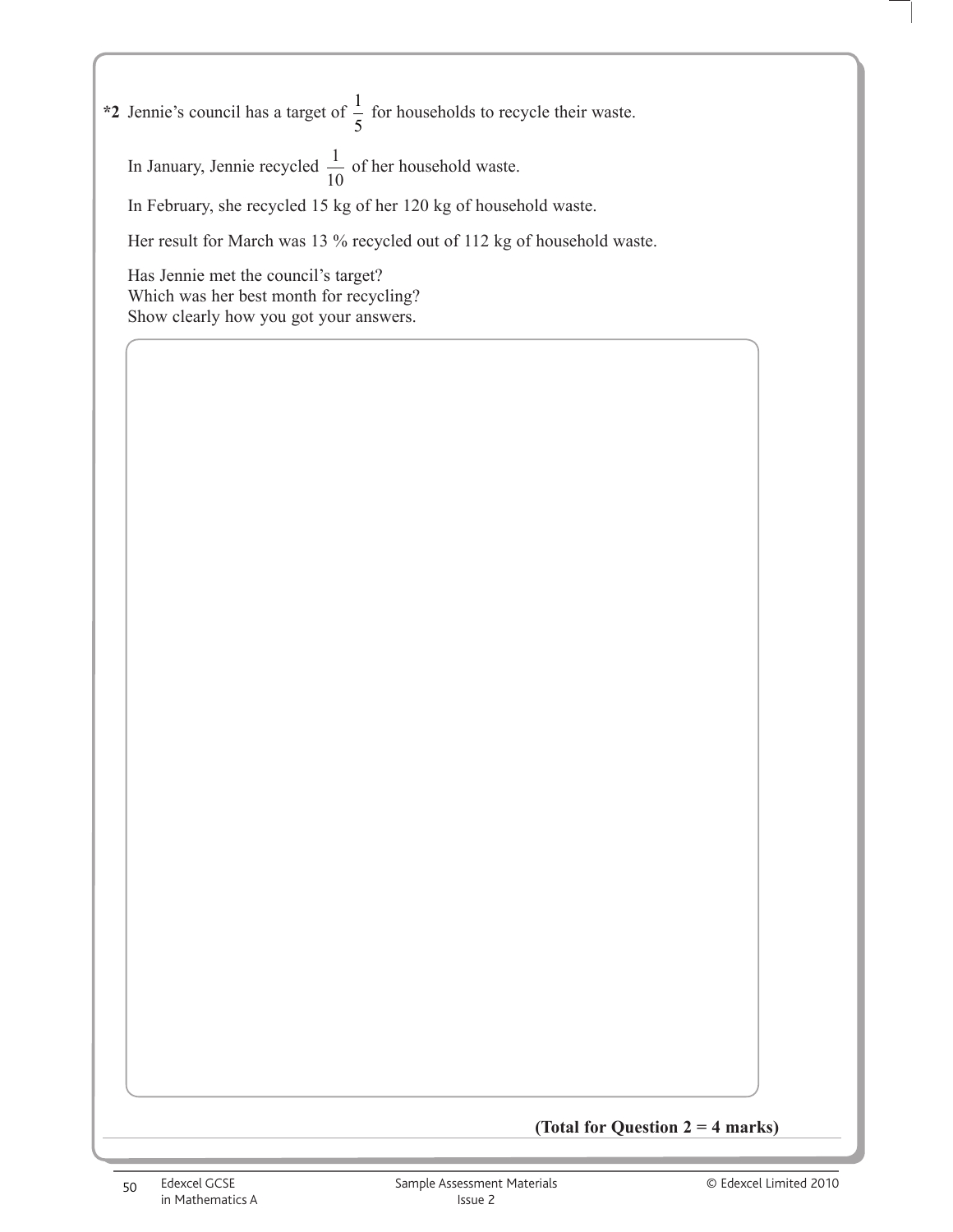**\*2** Jennie's council has a target of $\frac{1}{5}$ for households to recycle their waste.

In January, Jennie recycled $\frac{1}{10}$ of her household waste.

In February, she recycled 15 kg of her 120 kg of household waste.

Her result for March was 13 % recycled out of 112 kg of household waste.

Has Jennie met the council's target?
Which was her best month for recycling?
Show clearly how you got your answers.

**(Total for Question 2 = 4 marks)**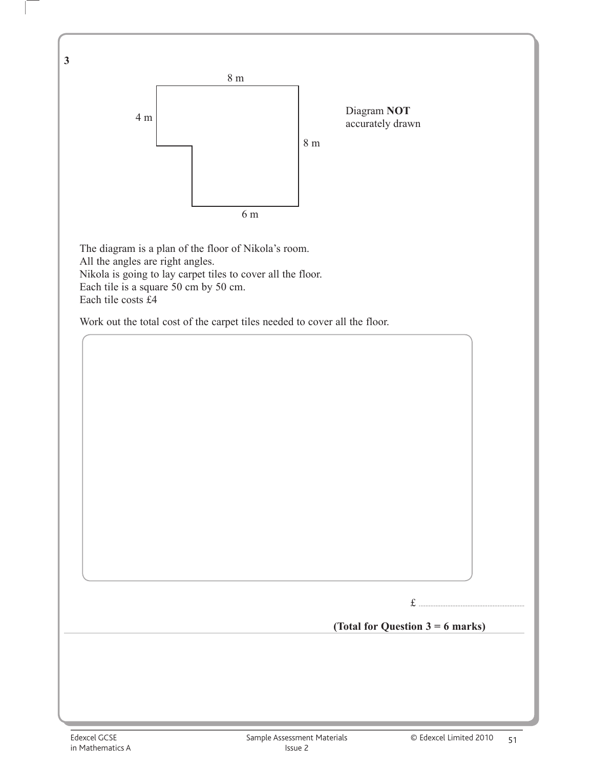**3**

8 m

4 m

8 m

6 m

Diagram **NOT** accurately drawn

The diagram is a plan of the floor of Nikola's room.
All the angles are right angles.
Nikola is going to lay carpet tiles to cover all the floor.
Each tile is a square 50 cm by 50 cm.
Each tile costs £4

Work out the total cost of the carpet tiles needed to cover all the floor.

£ ..............................

**(Total for Question 3 = 6 marks)**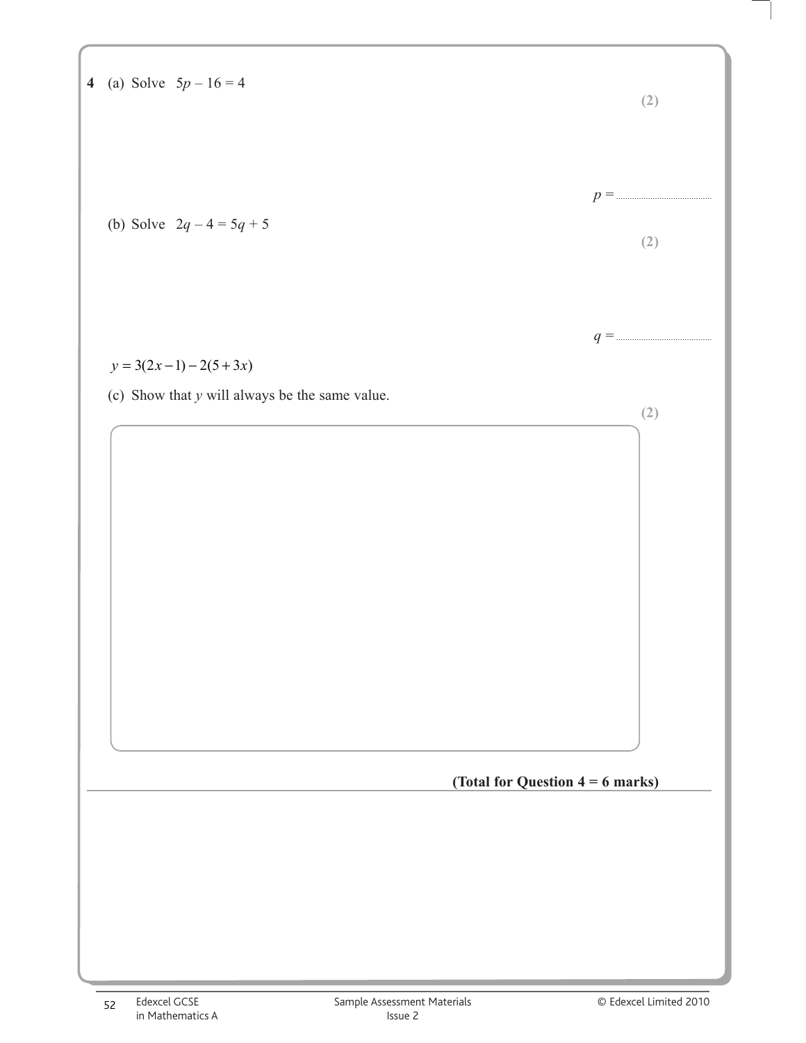**4** (a) Solve $5p - 16 = 4$

**(2)**

$p =$ ..............................

(b) Solve $2q - 4 = 5q + 5$

**(2)**

$q =$ ..............................

$y = 3(2x - 1) - 2(5 + 3x)$

(c) Show that $y$ will always be the same value.

**(2)**

**(Total for Question 4 = 6 marks)**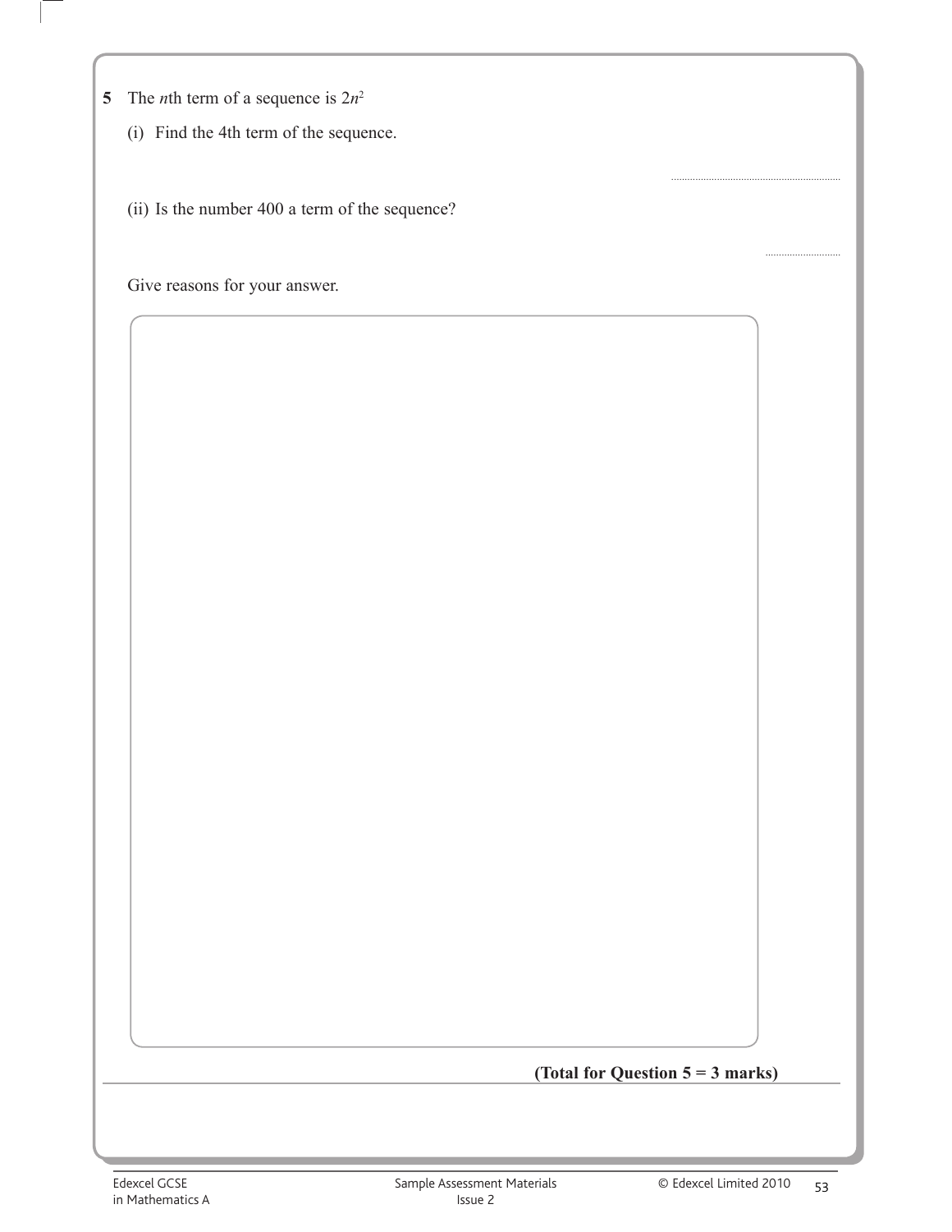**5** The $n$th term of a sequence is $2n^2$

(i) Find the 4th term of the sequence.

..............................................................

(ii) Is the number 400 a term of the sequence?

..............................

Give reasons for your answer.

**(Total for Question 5 = 3 marks)**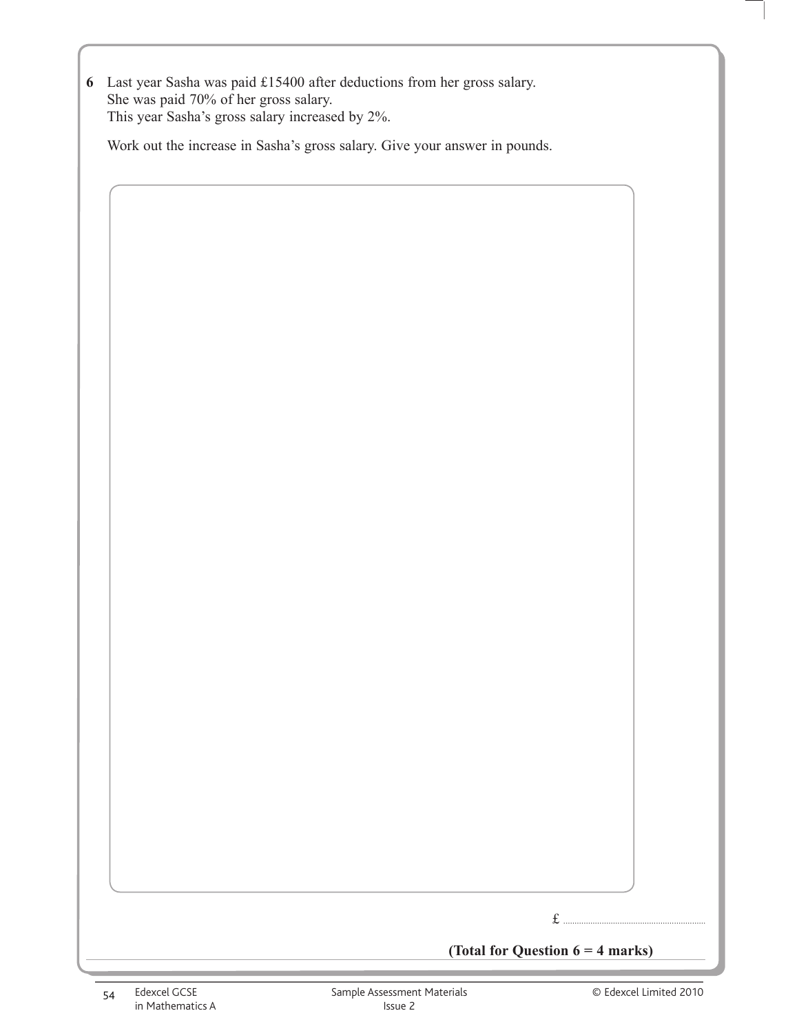**6** Last year Sasha was paid £15400 after deductions from her gross salary.
She was paid 70% of her gross salary.
This year Sasha's gross salary increased by 2%.

Work out the increase in Sasha's gross salary. Give your answer in pounds.

£ ..............................

**(Total for Question 6 = 4 marks)**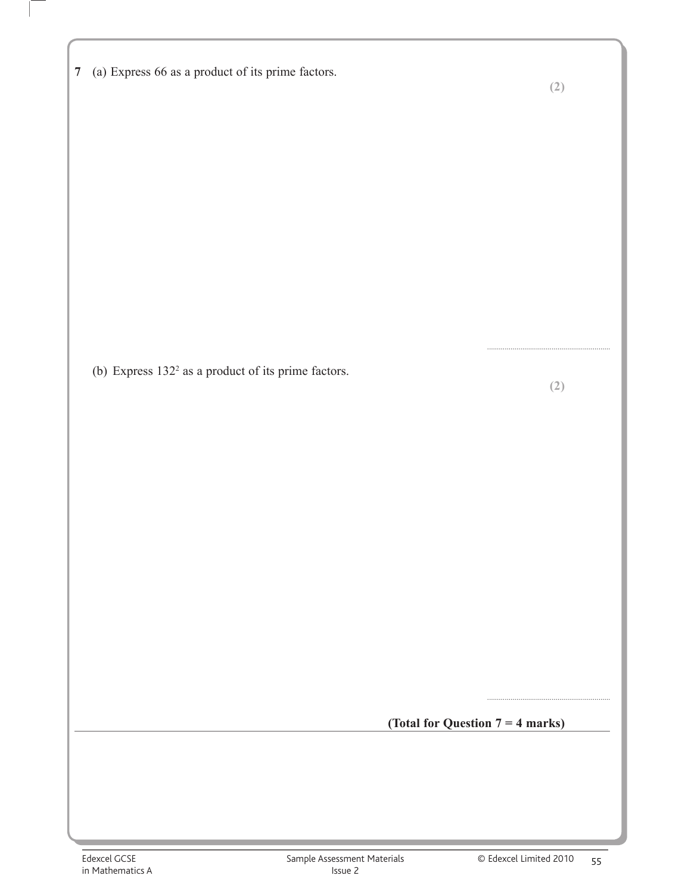**7** (a) Express 66 as a product of its prime factors.

**(2)**

..............................................................

(b) Express $132^2$ as a product of its prime factors.

**(2)**

..............................................................

**(Total for Question 7 = 4 marks)**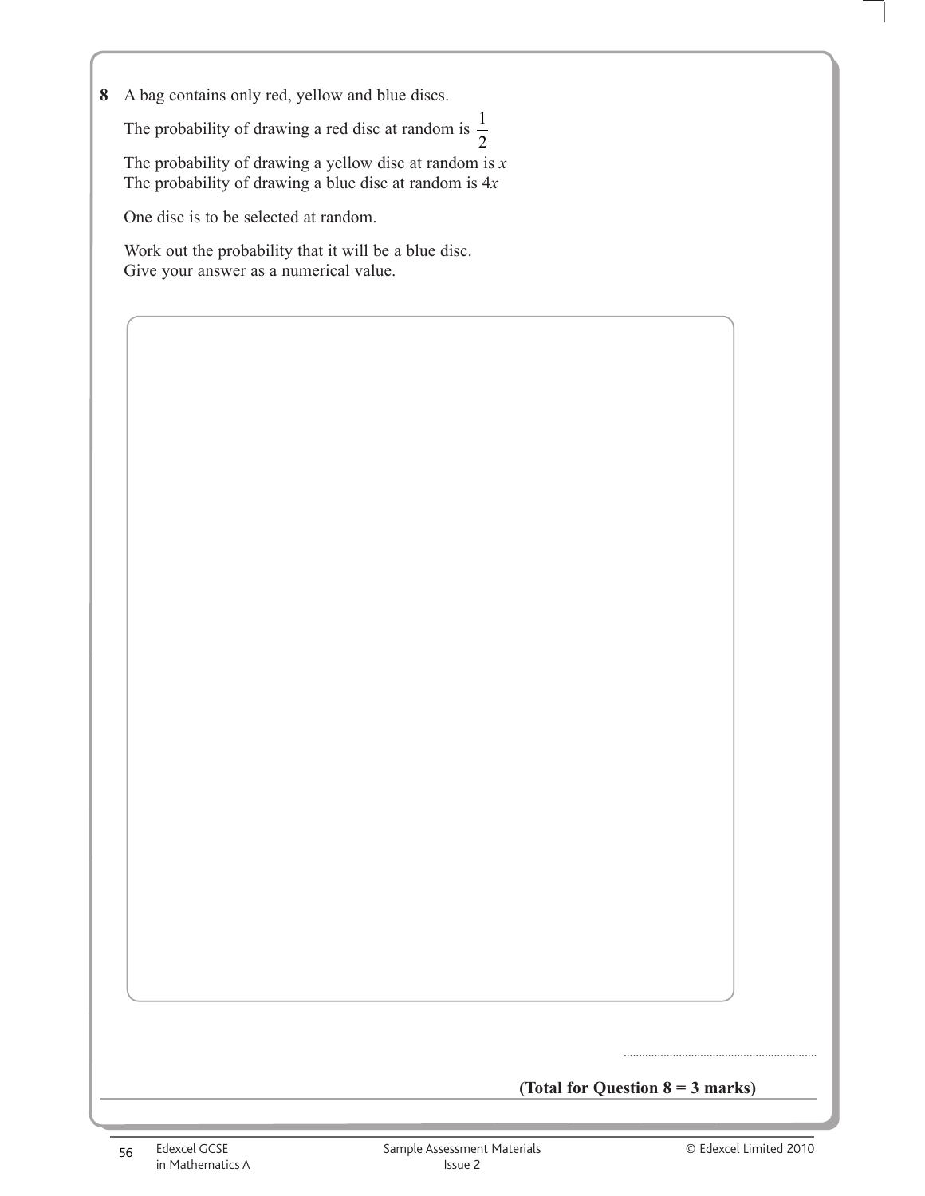**8** A bag contains only red, yellow and blue discs.

The probability of drawing a red disc at random is $\frac{1}{2}$

The probability of drawing a yellow disc at random is $x$
The probability of drawing a blue disc at random is $4x$

One disc is to be selected at random.

Work out the probability that it will be a blue disc.
Give your answer as a numerical value.

..............................................................

**(Total for Question 8 = 3 marks)**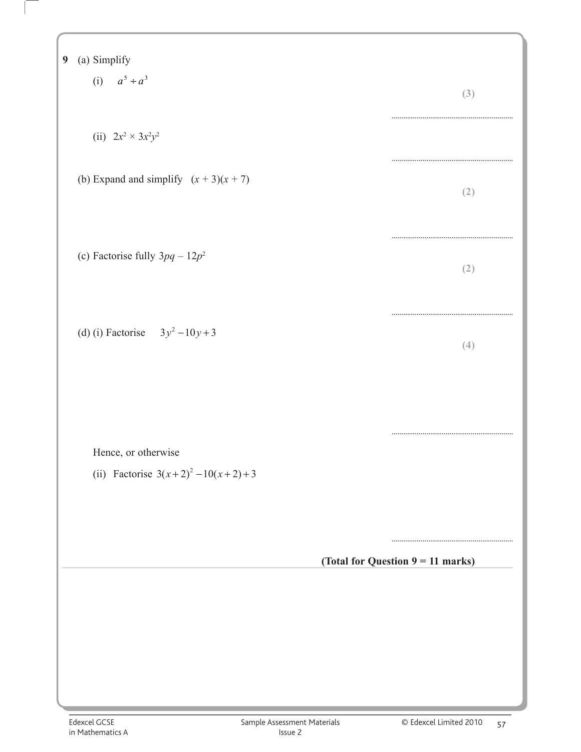**9** (a) Simplify

(i) $a^5 \div a^3$

**(3)**

..............................................................

(ii) $2x^2 \times 3x^2y^2$

..............................................................

(b) Expand and simplify $(x + 3)(x + 7)$

**(2)**

..............................................................

(c) Factorise fully $3pq - 12p^2$

**(2)**

..............................................................

(d) (i) Factorise $3y^2 - 10y + 3$

**(4)**

..............................................................

Hence, or otherwise

(ii) Factorise $3(x+2)^2 - 10(x+2) + 3$

..............................................................

**(Total for Question 9 = 11 marks)**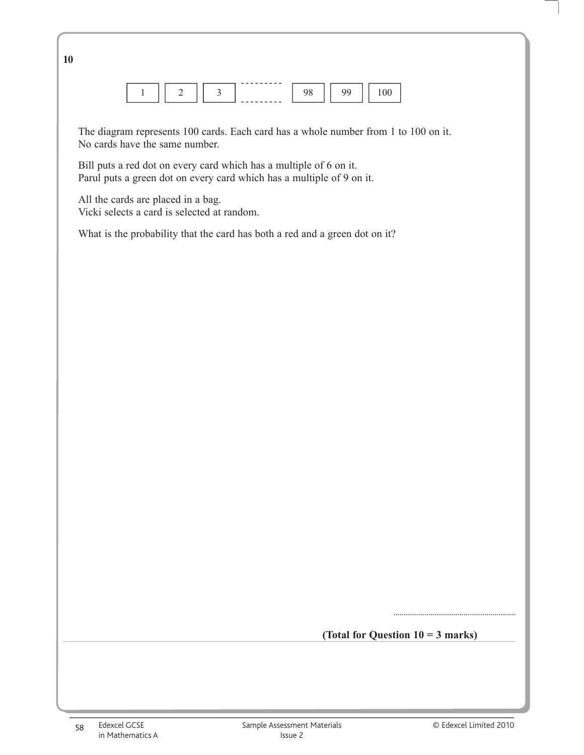**10**

| 1 | 2 | 3 | --------- | 98 | 99 | 100 |
|---|---|---|---|---|---|---|

The diagram represents 100 cards. Each card has a whole number from 1 to 100 on it.
No cards have the same number.

Bill puts a red dot on every card which has a multiple of 6 on it.
Parul puts a green dot on every card which has a multiple of 9 on it.

All the cards are placed in a bag.
Vicki selects a card is selected at random.

What is the probability that the card has both a red and a green dot on it?

..............................................................

**(Total for Question 10 = 3 marks)**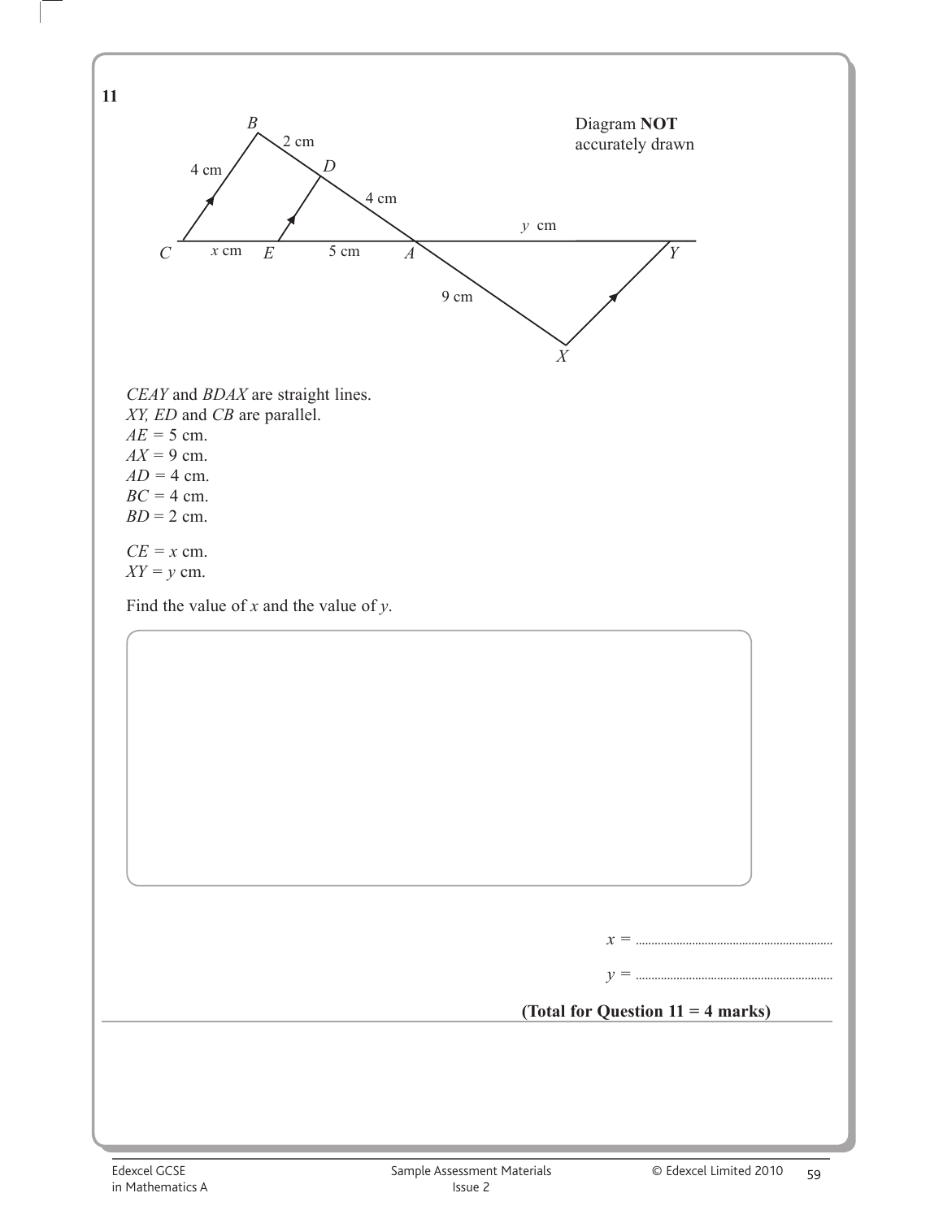**11**

Diagram **NOT** accurately drawn

*CEAY* and *BDAX* are straight lines.
*XY*, *ED* and *CB* are parallel.
$AE = 5$ cm.
$AX = 9$ cm.
$AD = 4$ cm.
$BC = 4$ cm.
$BD = 2$ cm.

$CE = x$ cm.
$XY = y$ cm.

Find the value of $x$ and the value of $y$.

$x =$ ..............................

$y =$ ..............................

**(Total for Question 11 = 4 marks)**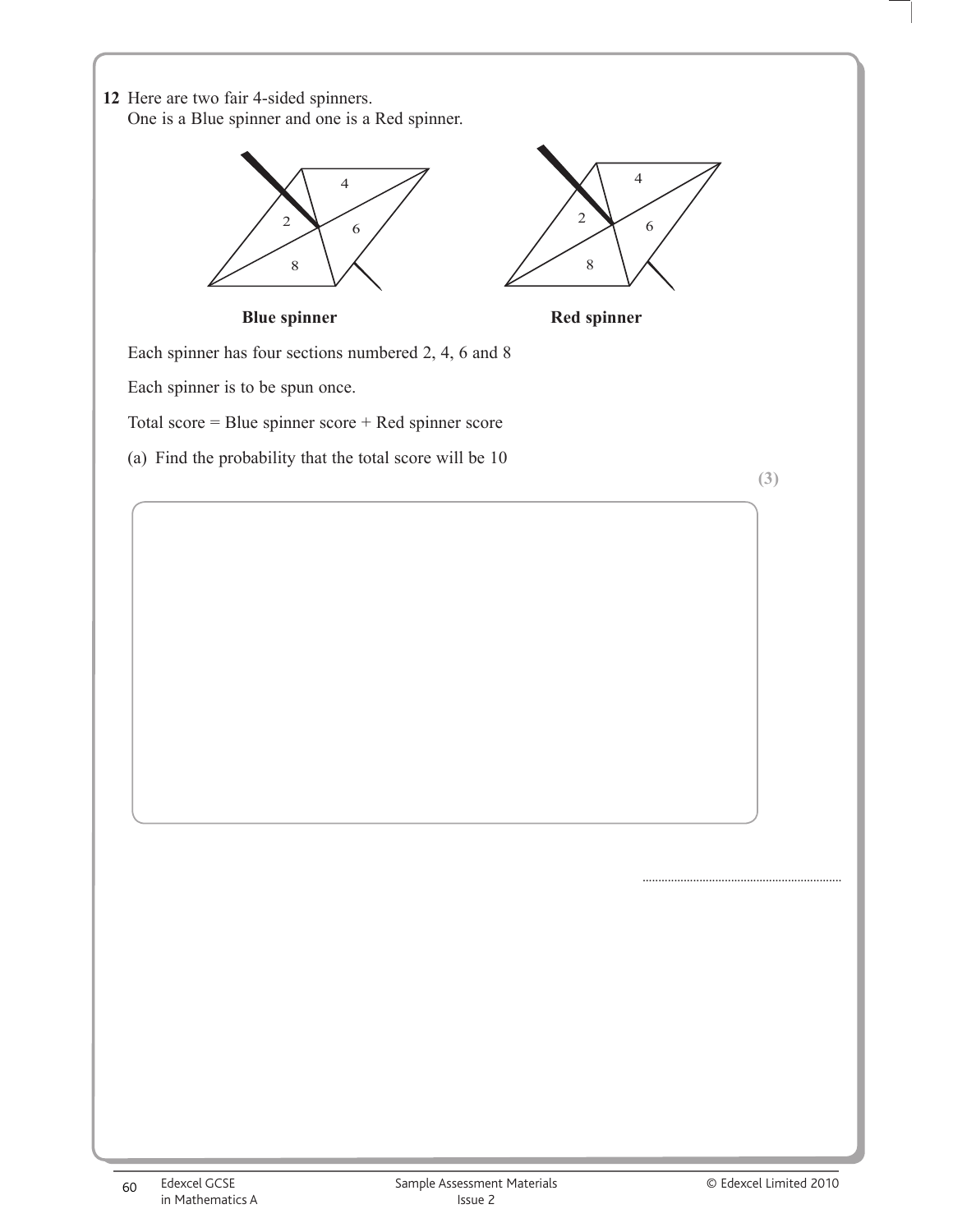**12** Here are two fair 4-sided spinners.
One is a Blue spinner and one is a Red spinner.

**Blue spinner** **Red spinner**

Each spinner has four sections numbered 2, 4, 6 and 8

Each spinner is to be spun once.

Total score = Blue spinner score + Red spinner score

(a) Find the probability that the total score will be 10

**(3)**

..............................................................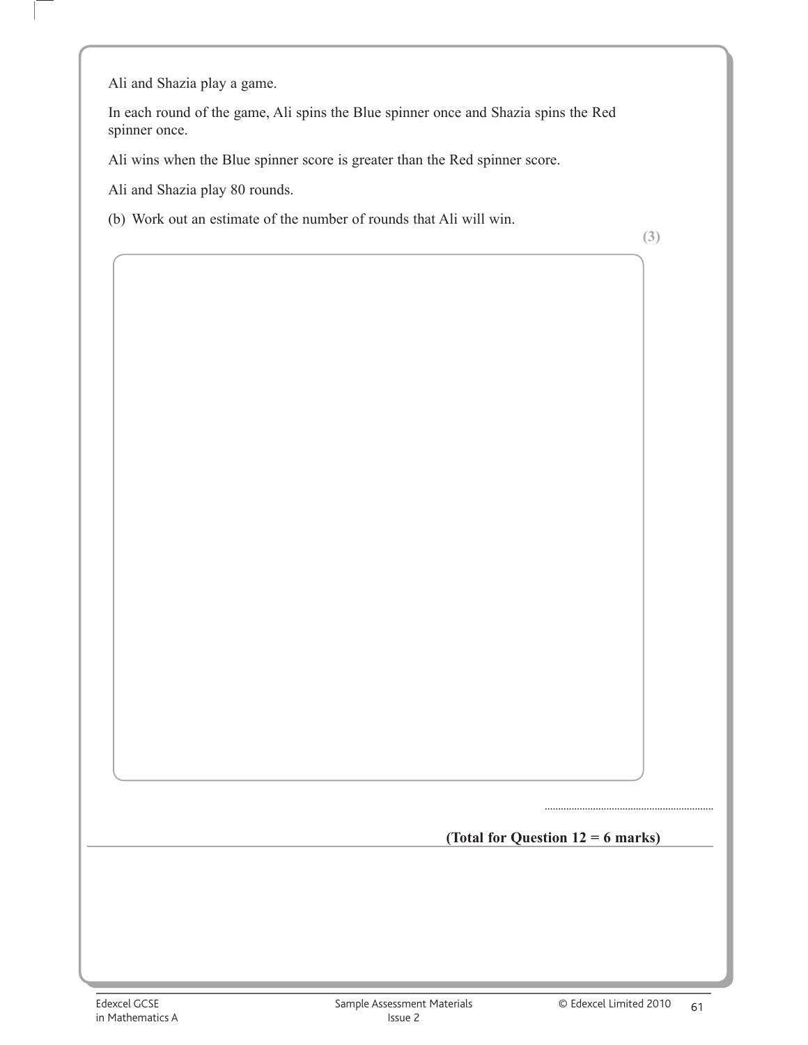Ali and Shazia play a game.

In each round of the game, Ali spins the Blue spinner once and Shazia spins the Red spinner once.

Ali wins when the Blue spinner score is greater than the Red spinner score.

Ali and Shazia play 80 rounds.

(b) Work out an estimate of the number of rounds that Ali will win.

**(3)**

..............................................................

**(Total for Question 12 = 6 marks)**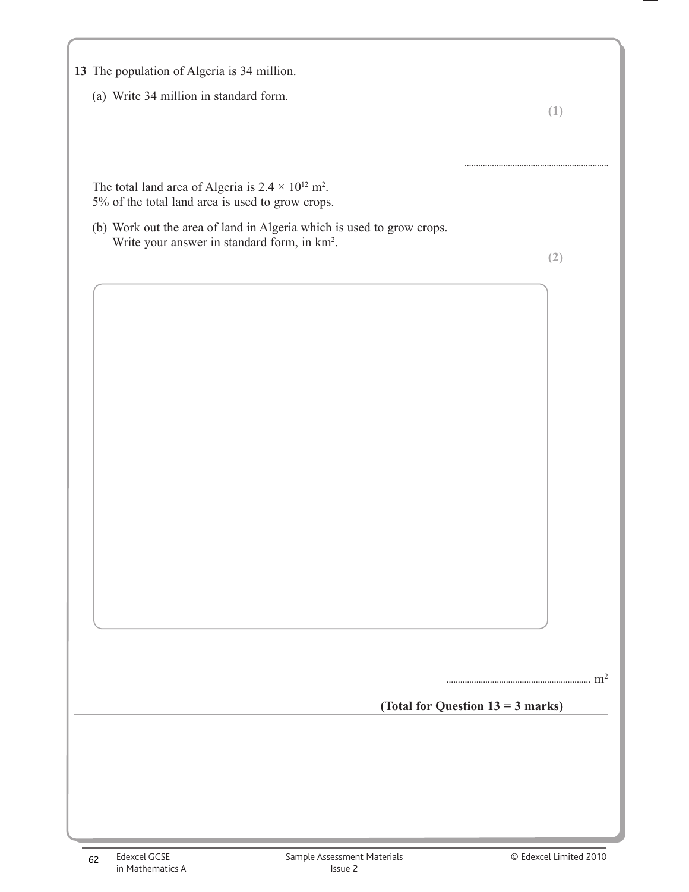**13** The population of Algeria is 34 million.

(a) Write 34 million in standard form.

**(1)**

..............................................................

The total land area of Algeria is $2.4 \times 10^{12}$ m$^2$.
5% of the total land area is used to grow crops.

(b) Work out the area of land in Algeria which is used to grow crops.
Write your answer in standard form, in km$^2$.

**(2)**

.............................................................. m$^2$

**(Total for Question 13 = 3 marks)**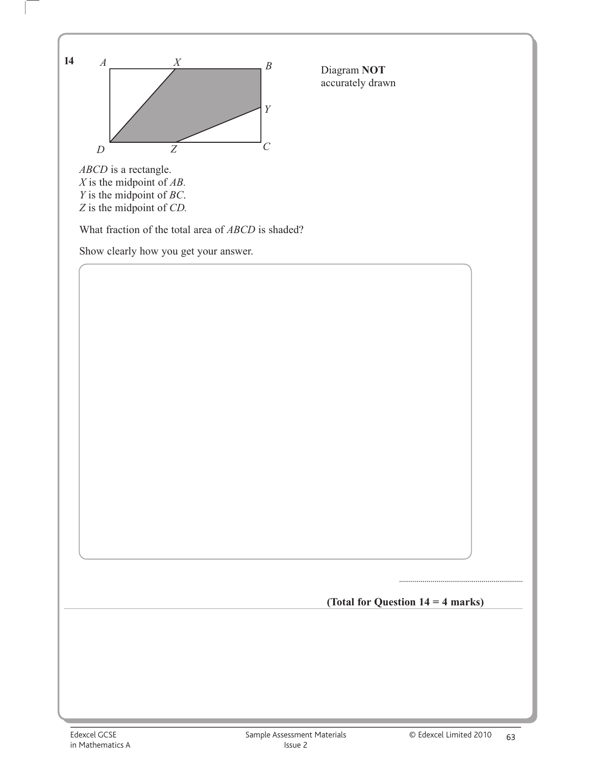**14**

Diagram **NOT** accurately drawn

*ABCD* is a rectangle.
*X* is the midpoint of *AB*.
*Y* is the midpoint of *BC*.
*Z* is the midpoint of *CD*.

What fraction of the total area of *ABCD* is shaded?

Show clearly how you get your answer.

..............................................................

**(Total for Question 14 = 4 marks)**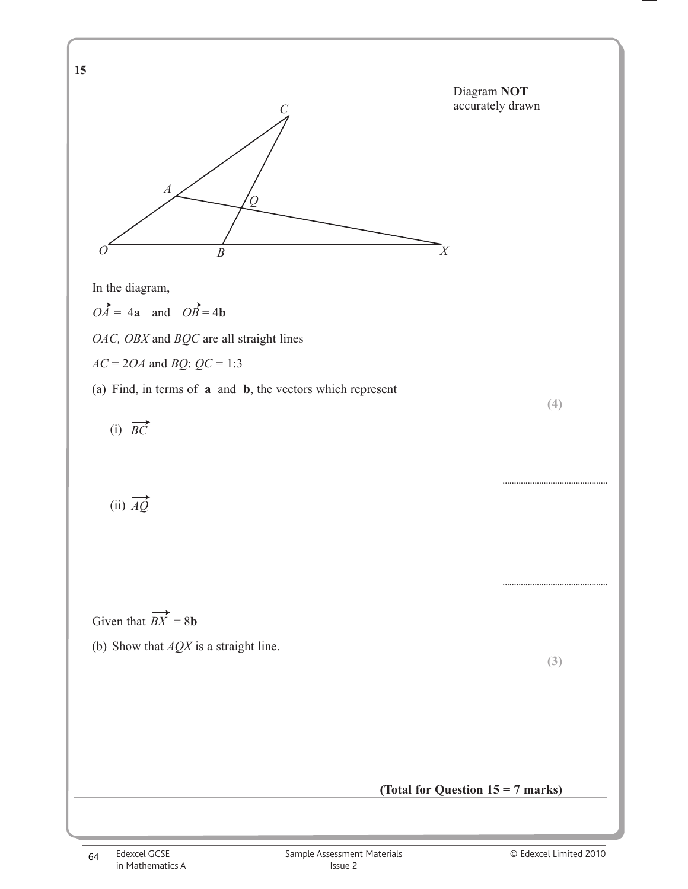**15**

Diagram **NOT** accurately drawn

In the diagram,

$\overrightarrow{OA} = 4\mathbf{a}$ and $\overrightarrow{OB} = 4\mathbf{b}$

*OAC, OBX* and *BQC* are all straight lines

$AC = 2OA$ and $BQ : QC = 1:3$

(a) Find, in terms of **a** and **b**, the vectors which represent

**(4)**

(i) $\overrightarrow{BC}$

..............................................

(ii) $\overrightarrow{AQ}$

..............................................

Given that $\overrightarrow{BX} = 8\mathbf{b}$

(b) Show that *AQX* is a straight line.

**(3)**

**(Total for Question 15 = 7 marks)**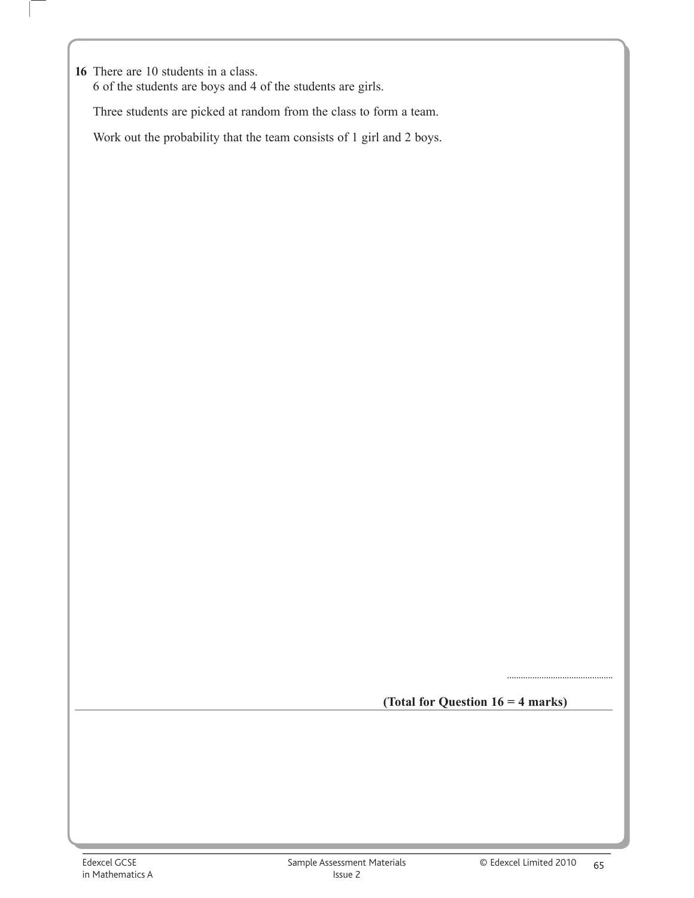**16** There are 10 students in a class.
6 of the students are boys and 4 of the students are girls.

Three students are picked at random from the class to form a team.

Work out the probability that the team consists of 1 girl and 2 boys.

..............................................

**(Total for Question 16 = 4 marks)**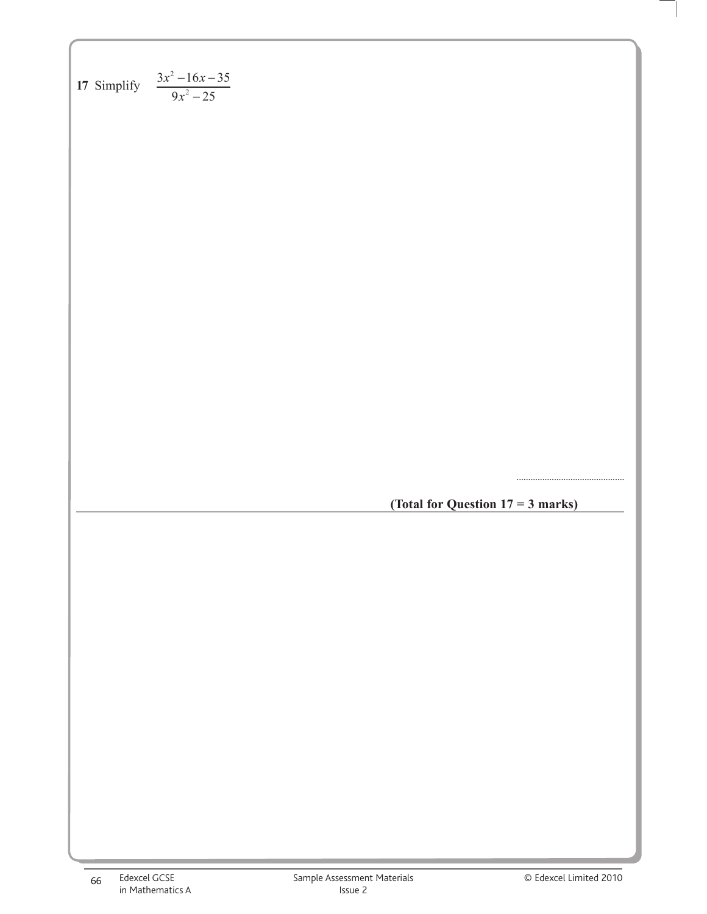**17** Simplify $\dfrac{3x^2 - 16x - 35}{9x^2 - 25}$

..............................................

**(Total for Question 17 = 3 marks)**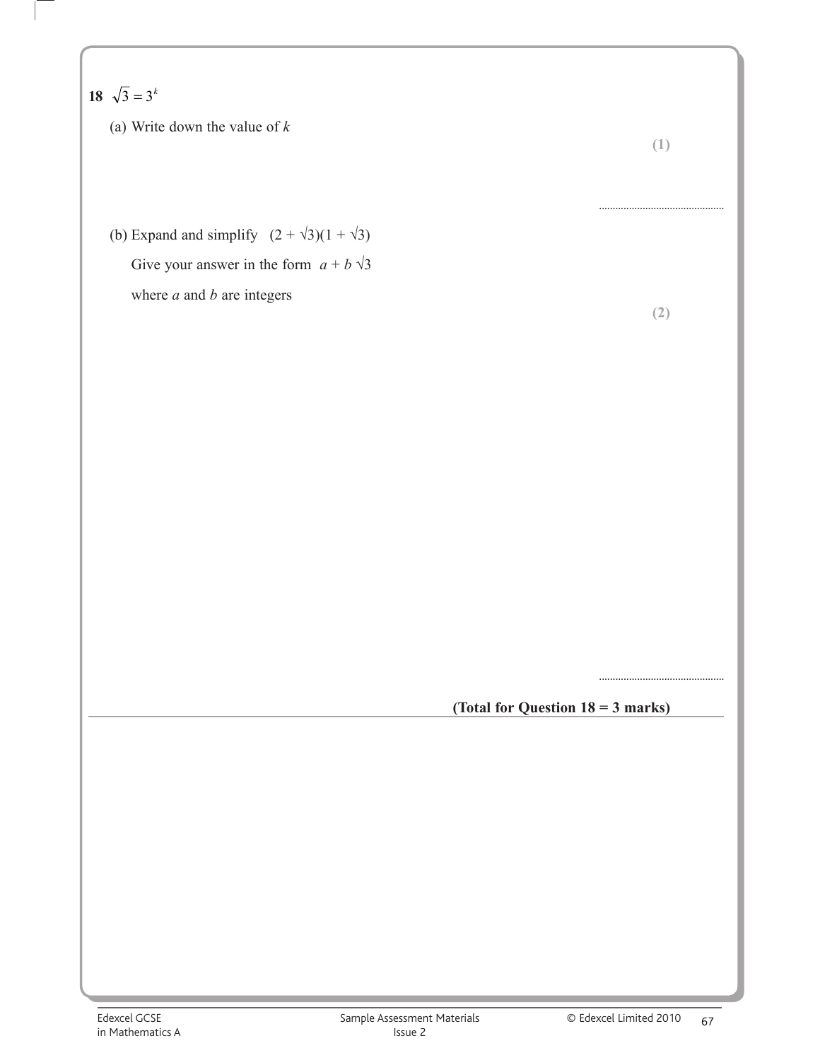**18** $\sqrt{3} = 3^k$

(a) Write down the value of $k$

**(1)**

..............................................

(b) Expand and simplify $(2 + \sqrt{3})(1 + \sqrt{3})$

Give your answer in the form $a + b\sqrt{3}$

where $a$ and $b$ are integers

**(2)**

..............................................

**(Total for Question 18 = 3 marks)**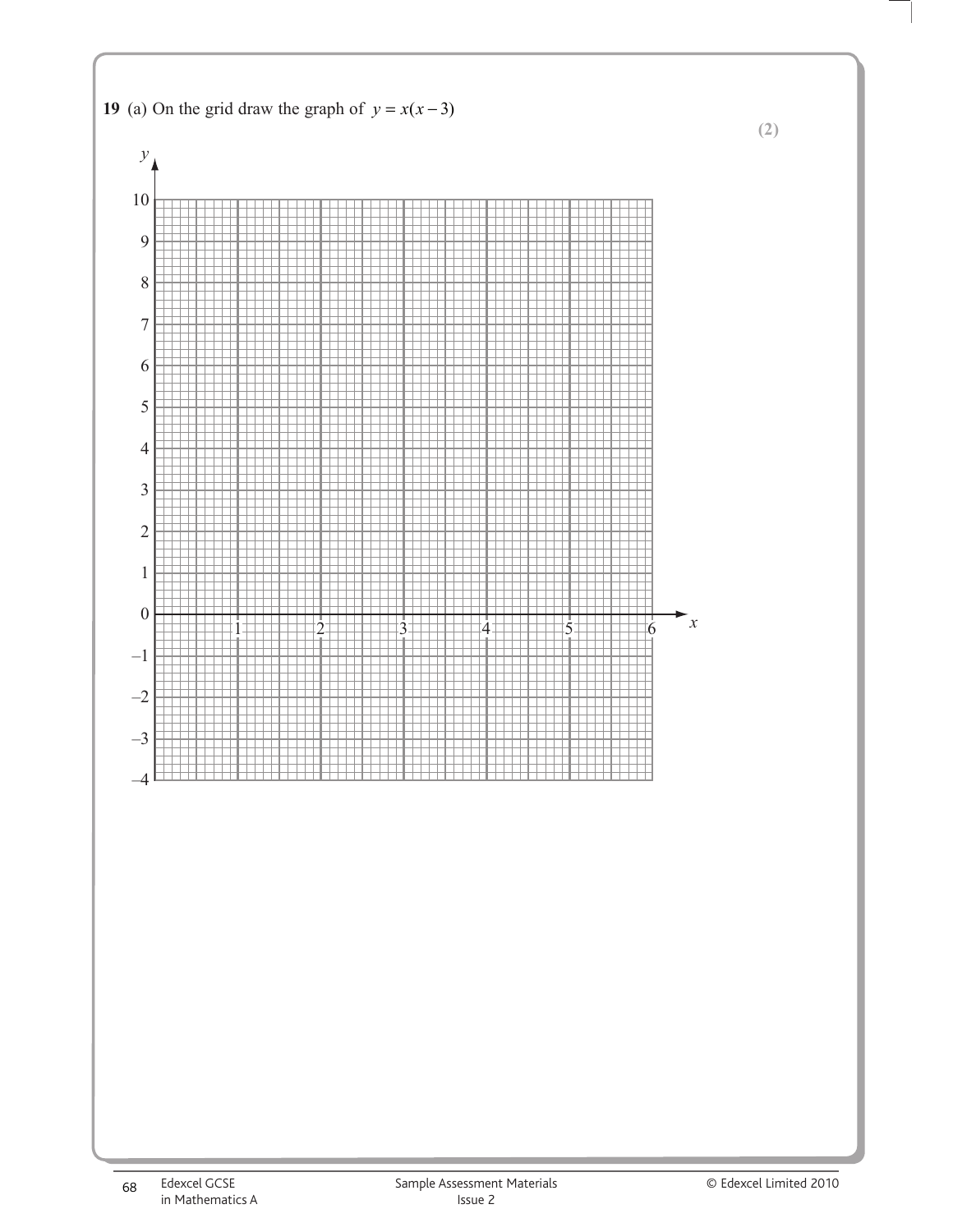**19** (a) On the grid draw the graph of $y = x(x - 3)$

**(2)**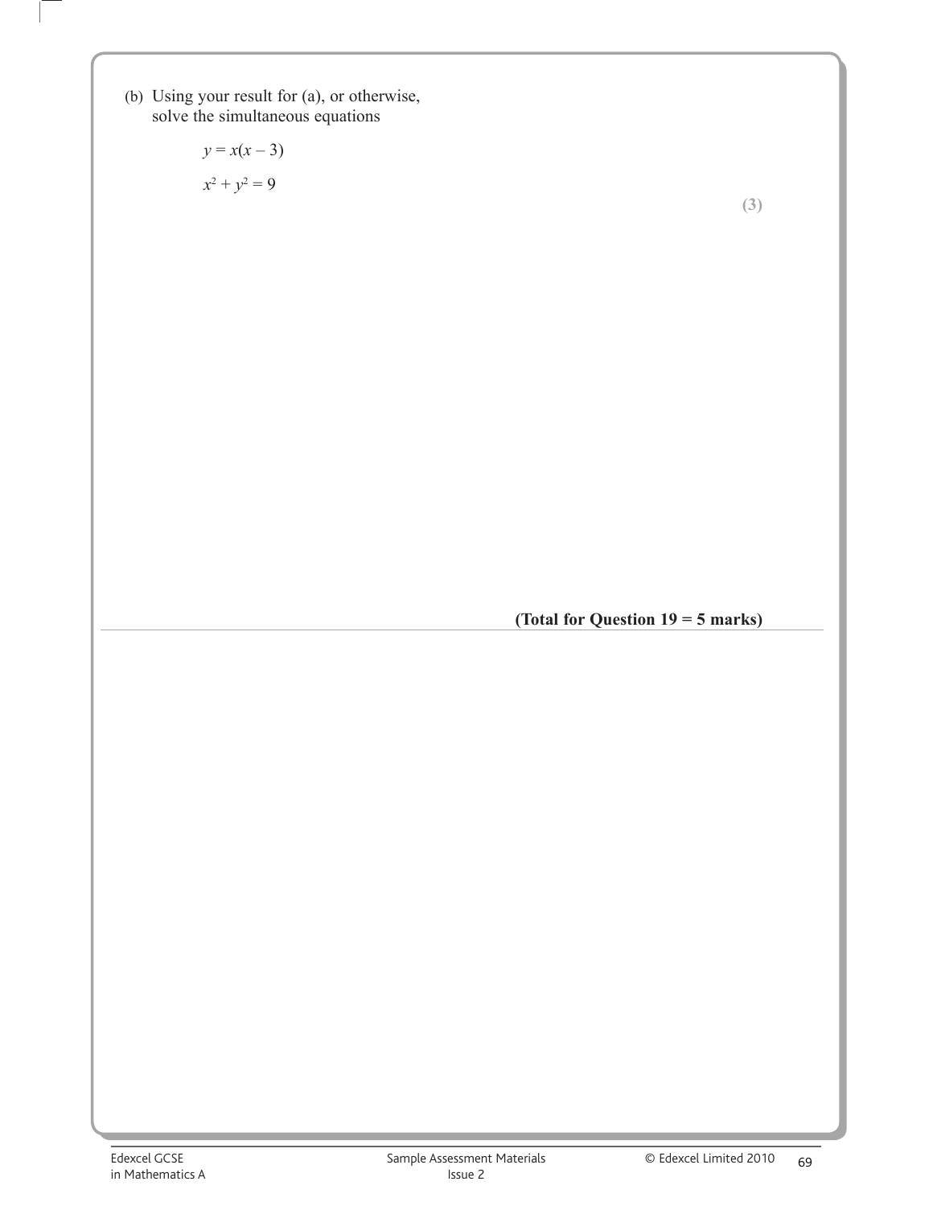(b) Using your result for (a), or otherwise, solve the simultaneous equations

$$y = x(x - 3)$$

$$x^2 + y^2 = 9$$

**(3)**

**(Total for Question 19 = 5 marks)**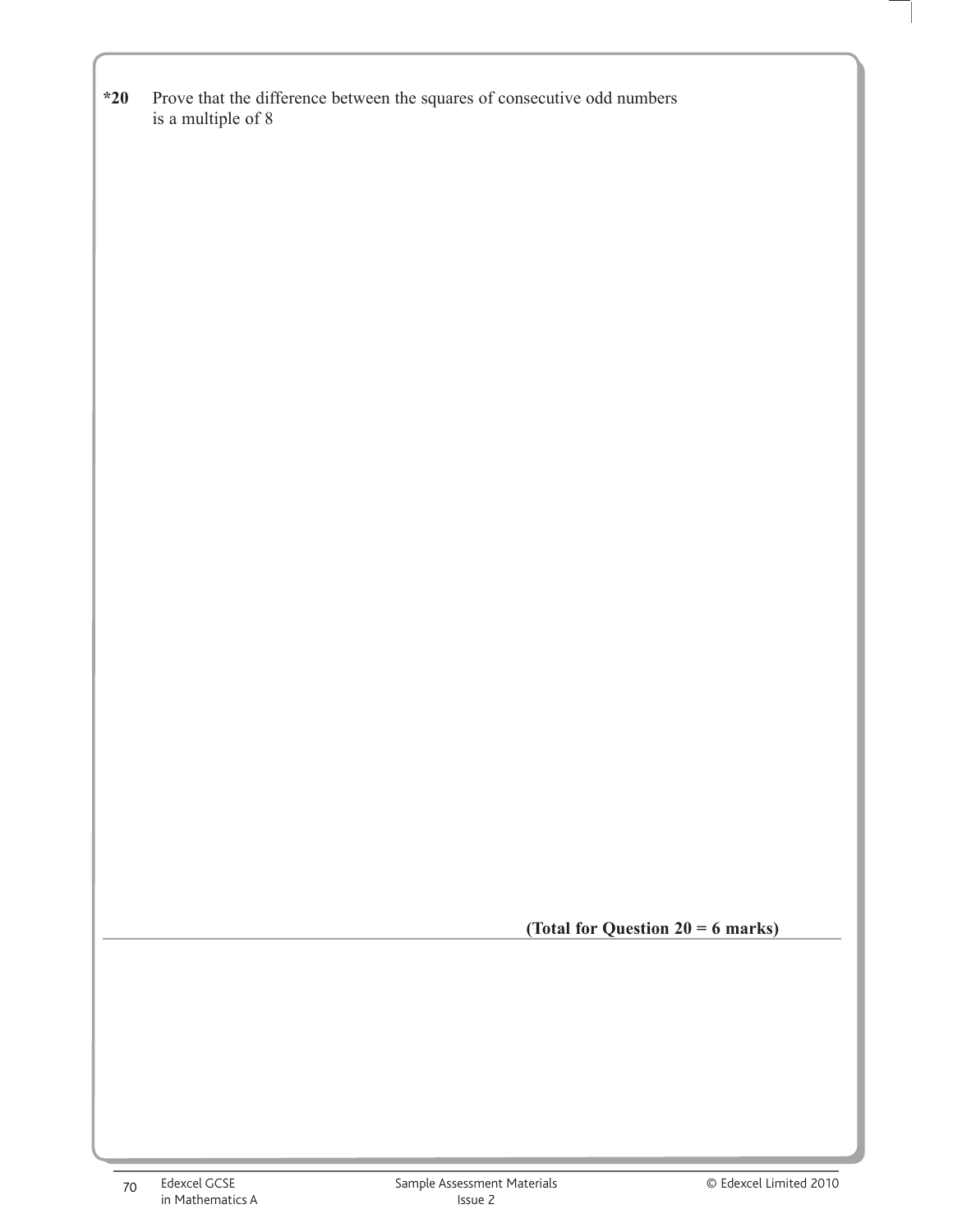**\*20** Prove that the difference between the squares of consecutive odd numbers is a multiple of 8

**(Total for Question 20 = 6 marks)**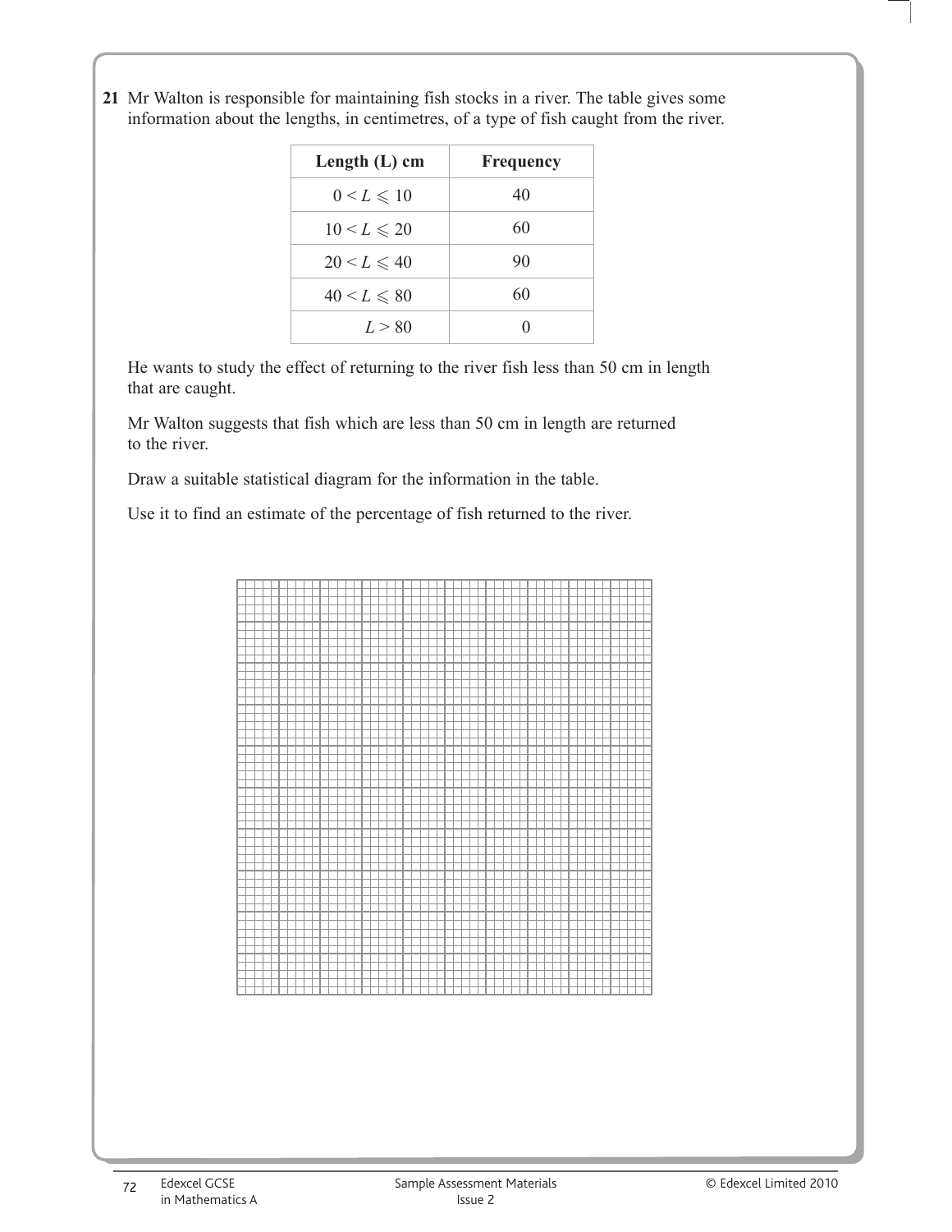**21** Mr Walton is responsible for maintaining fish stocks in a river. The table gives some information about the lengths, in centimetres, of a type of fish caught from the river.

| Length (L) cm | Frequency |
|---|---|
| $0 < L \leqslant 10$ | 40 |
| $10 < L \leqslant 20$ | 60 |
| $20 < L \leqslant 40$ | 90 |
| $40 < L \leqslant 80$ | 60 |
| $L > 80$ | 0 |

He wants to study the effect of returning to the river fish less than 50 cm in length that are caught.

Mr Walton suggests that fish which are less than 50 cm in length are returned to the river.

Draw a suitable statistical diagram for the information in the table.

Use it to find an estimate of the percentage of fish returned to the river.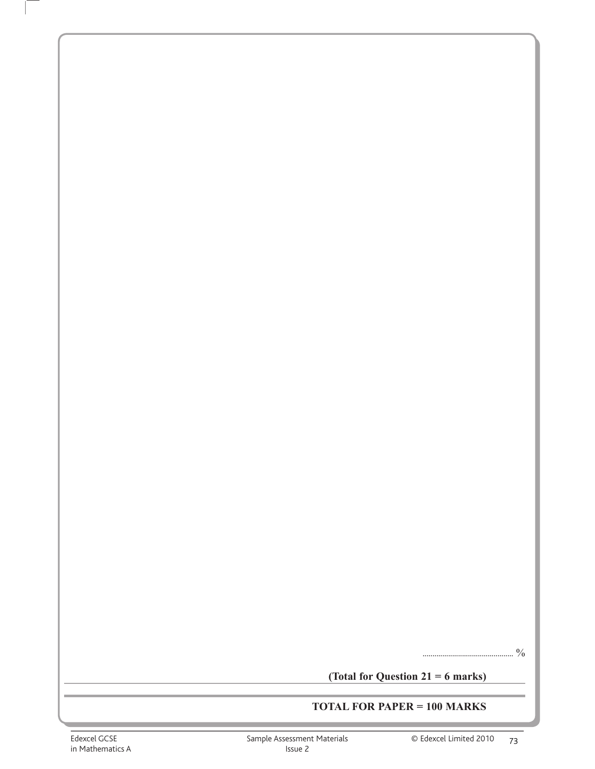.............................................. %

**(Total for Question 21 = 6 marks)**

**TOTAL FOR PAPER = 100 MARKS**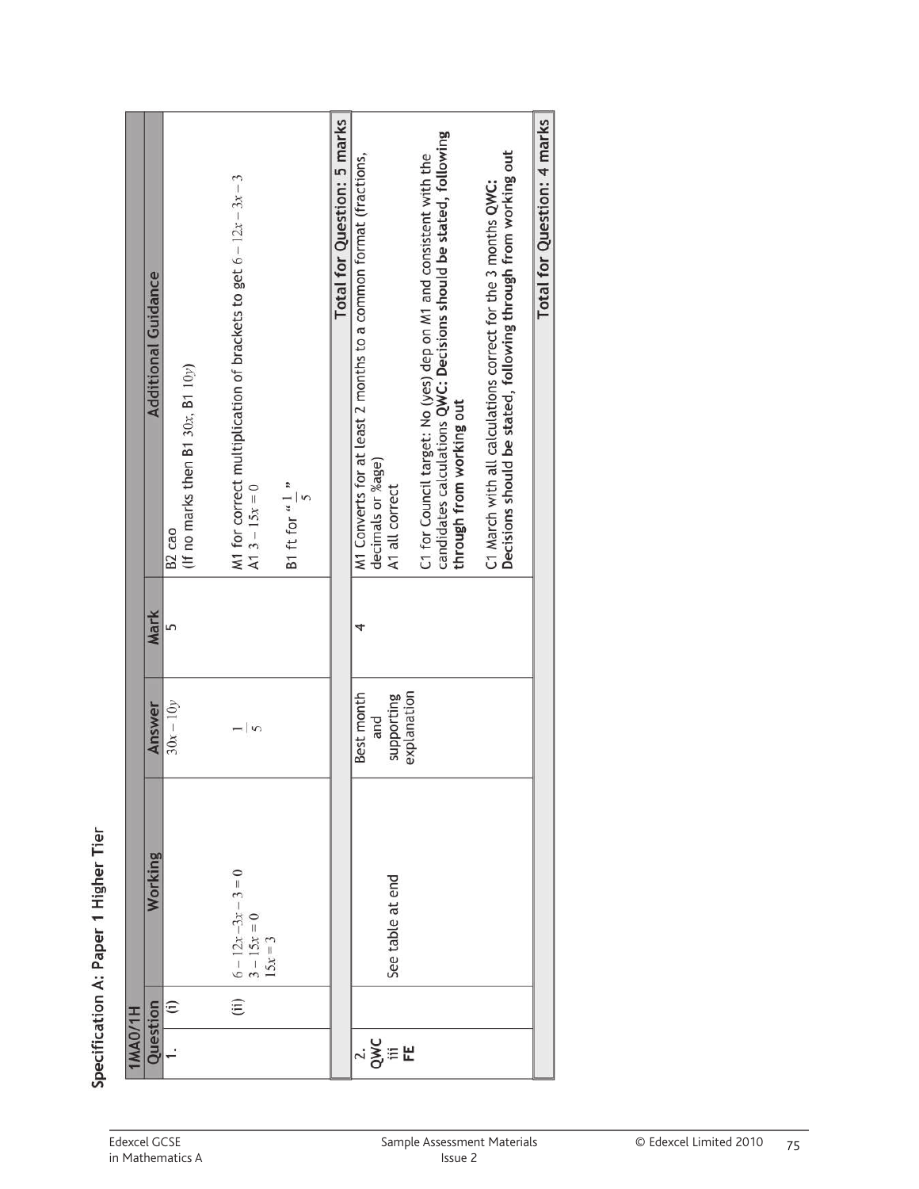## Specification A: Paper 1 Higher Tier

| 1MA0/1H | | | | | |
|---|---|---|---|---|---|
| **Question** | | **Working** | **Answer** | **Mark** | **Additional Guidance** |
| 1. | (i) | | $30x - 10y$ | 5 | B2 cao<br>(If no marks then B1 $30x$, B1 $10y$) |
| | (ii) | $6 - 12x - 3x - 3 = 0$<br>$3 - 15x = 0$<br>$15x = 3$ | $\frac{1}{5}$ | | M1 for correct multiplication of brackets to get $6 - 12x - 3x - 3$<br>A1 $3 - 15x = 0$<br><br>B1 ft for " $\frac{1}{5}$ " |
| | | | | | **Total for Question: 5 marks** |
| 2.<br>QWC<br>iii<br>FE | | See table at end | Best month and supporting explanation | 4 | M1 Converts for at least 2 months to a common format (fractions, decimals or %age)<br>A1 all correct<br><br>C1 for Council target: No (yes) dep on M1 and consistent with the candidates calculations **QWC: Decisions should be stated, following through from working out**<br><br>C1 March with all calculations correct for the 3 months **QWC: Decisions should be stated, following through from working out** |
| | | | | | **Total for Question: 4 marks** |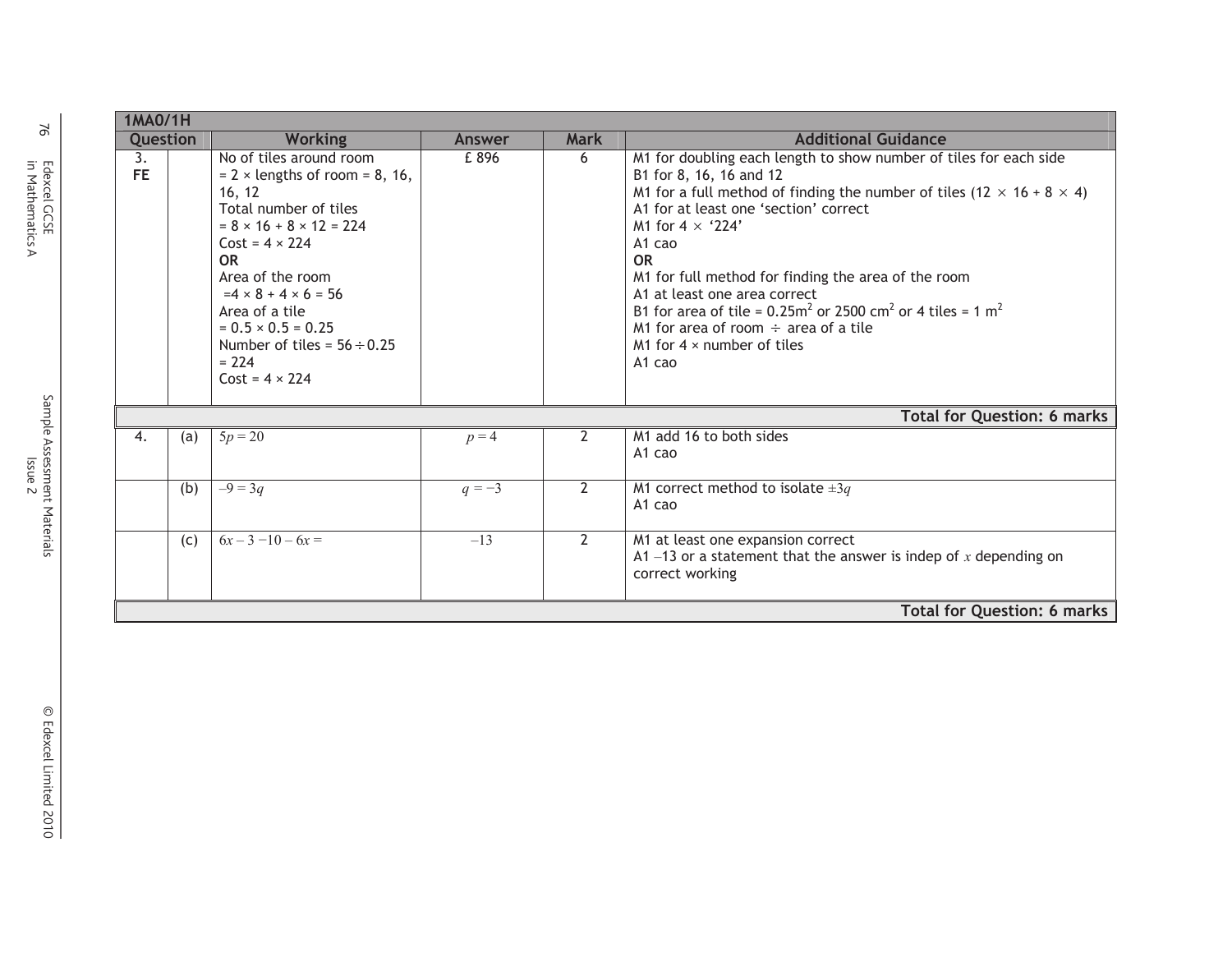| 1MA0/1H | | | | | |
|---|---|---|---|---|---|
| **Question** | | **Working** | **Answer** | **Mark** | **Additional Guidance** |
| 3. **FE** | | No of tiles around room<br>= 2 × lengths of room = 8, 16, 16, 12<br>Total number of tiles<br>= 8 × 16 + 8 × 12 = 224<br>Cost = 4 × 224<br>**OR**<br>Area of the room<br>=4 × 8 + 4 × 6 = 56<br>Area of a tile<br>= 0.5 × 0.5 = 0.25<br>Number of tiles = 56 ÷ 0.25<br>= 224<br>Cost = 4 × 224 | £ 896 | 6 | M1 for doubling each length to show number of tiles for each side<br>B1 for 8, 16, 16 and 12<br>M1 for a full method of finding the number of tiles (12 × 16 + 8 × 4)<br>A1 for at least one 'section' correct<br>M1 for 4 × '224'<br>A1 cao<br>**OR**<br>M1 for full method for finding the area of the room<br>A1 at least one area correct<br>B1 for area of tile = 0.25m$^2$ or 2500 cm$^2$ or 4 tiles = 1 m$^2$<br>M1 for area of room ÷ area of a tile<br>M1 for 4 × number of tiles<br>A1 cao |
| | | | | | **Total for Question: 6 marks** |
| 4. | (a) | $5p = 20$ | $p = 4$ | 2 | M1 add 16 to both sides<br>A1 cao |
| | (b) | $-9 = 3q$ | $q = -3$ | 2 | M1 correct method to isolate $\pm 3q$<br>A1 cao |
| | (c) | $6x - 3 - 10 - 6x =$ | $-13$ | 2 | M1 at least one expansion correct<br>A1 $-13$ or a statement that the answer is indep of $x$ depending on correct working |
| | | | | | **Total for Question: 6 marks** |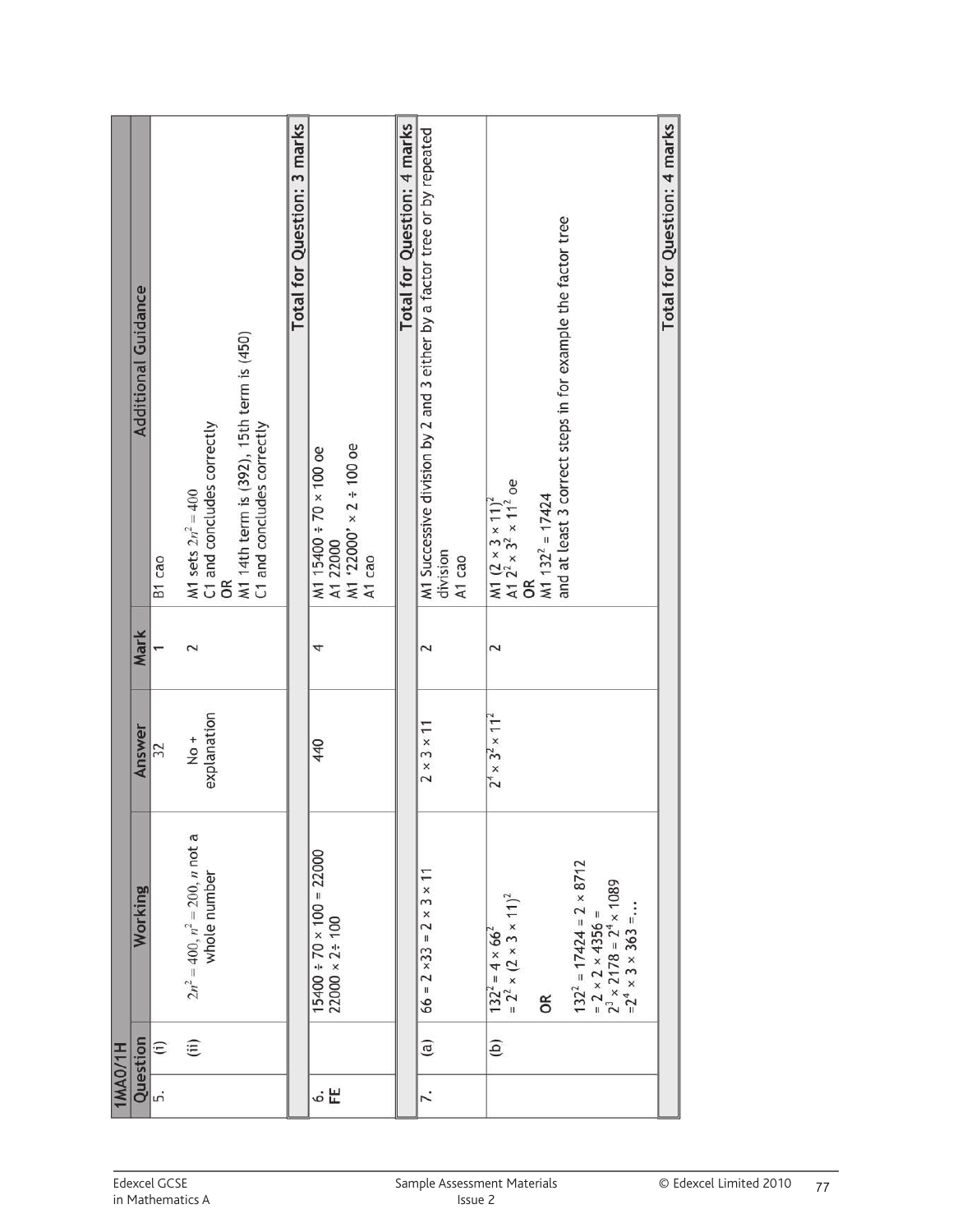**1MA0/1H**

| Question | | Working | Answer | Mark | Additional Guidance |
|---|---|---|---|---|---|
| 5. | (i) | | 32 | 1 | B1 cao |
| | (ii) | $2n^2 = 400$, $n^2 = 200$, $n$ not a whole number | No + explanation | 2 | M1 sets $2n^2 = 400$<br>C1 and concludes correctly<br>**OR**<br>M1 14th term is (392), 15th term is (450)<br>C1 and concludes correctly |
| | | | | | **Total for Question: 3 marks** |
| 6. FE | | 15400 ÷ 70 × 100 = 22000<br>22000 × 2 ÷ 100 | 440 | 4 | M1 15400 ÷ 70 × 100 oe<br>A1 22000<br>M1 '22000' × 2 ÷ 100 oe<br>A1 cao |
| | | | | | **Total for Question: 4 marks** |
| 7. | (a) | 66 = 2 ×33 = 2 × 3 × 11 | 2 × 3 × 11 | 2 | M1 Successive division by 2 and 3 either by a factor tree or by repeated division<br>A1 cao |
| | (b) | $132^2 = 4 \times 66^2$<br>$= 2^2 \times (2 \times 3 \times 11)^2$<br><br>OR<br><br>$132^2 = 17424 = 2 \times 8712$<br>$= 2 \times 2 \times 4356 =$<br>$2^3 \times 2178 = 2^4 \times 1089$<br>$=2^4 \times 3 \times 363 = \ldots$ | $2^4 \times 3^2 \times 11^2$ | 2 | M1 $(2 \times 3 \times 11)^2$<br>A1 $2^2 \times 3^2 \times 11^2$ oe<br>OR<br>M1 $132^2 = 17424$<br>and at least 3 correct steps in for example the factor tree |
| | | | | | **Total for Question: 4 marks** |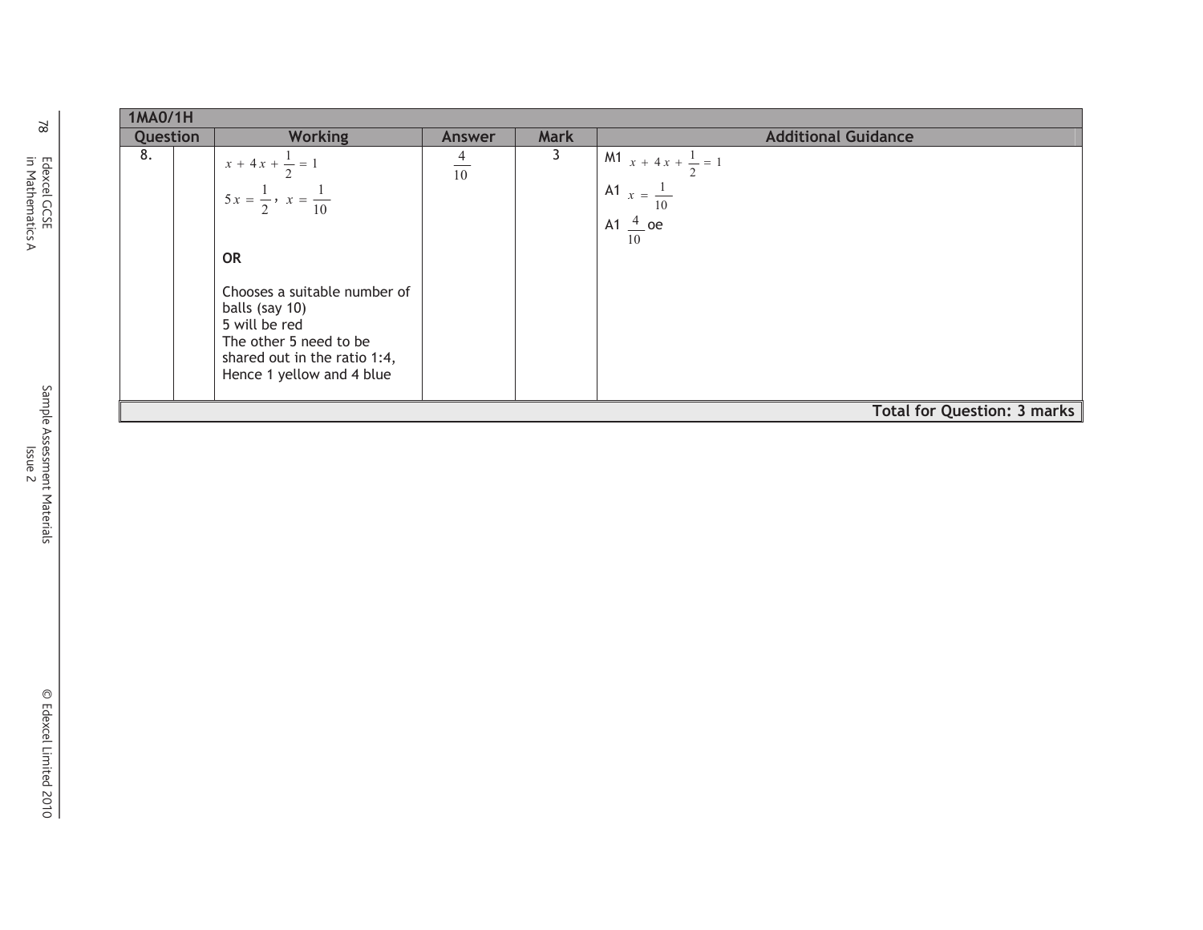| 1MA0/1H | | | | | |
|---|---|---|---|---|---|
| **Question** | | **Working** | **Answer** | **Mark** | **Additional Guidance** |
| 8. | | $x + 4x + \frac{1}{2} = 1$<br>$5x = \frac{1}{2}$, $x = \frac{1}{10}$<br><br>**OR**<br><br>Chooses a suitable number of balls (say 10)<br>5 will be red<br>The other 5 need to be shared out in the ratio 1:4,<br>Hence 1 yellow and 4 blue | $\frac{4}{10}$ | 3 | M1 $x + 4x + \frac{1}{2} = 1$<br>A1 $x = \frac{1}{10}$<br>A1 $\frac{4}{10}$ oe |
| | | | | | **Total for Question: 3 marks** |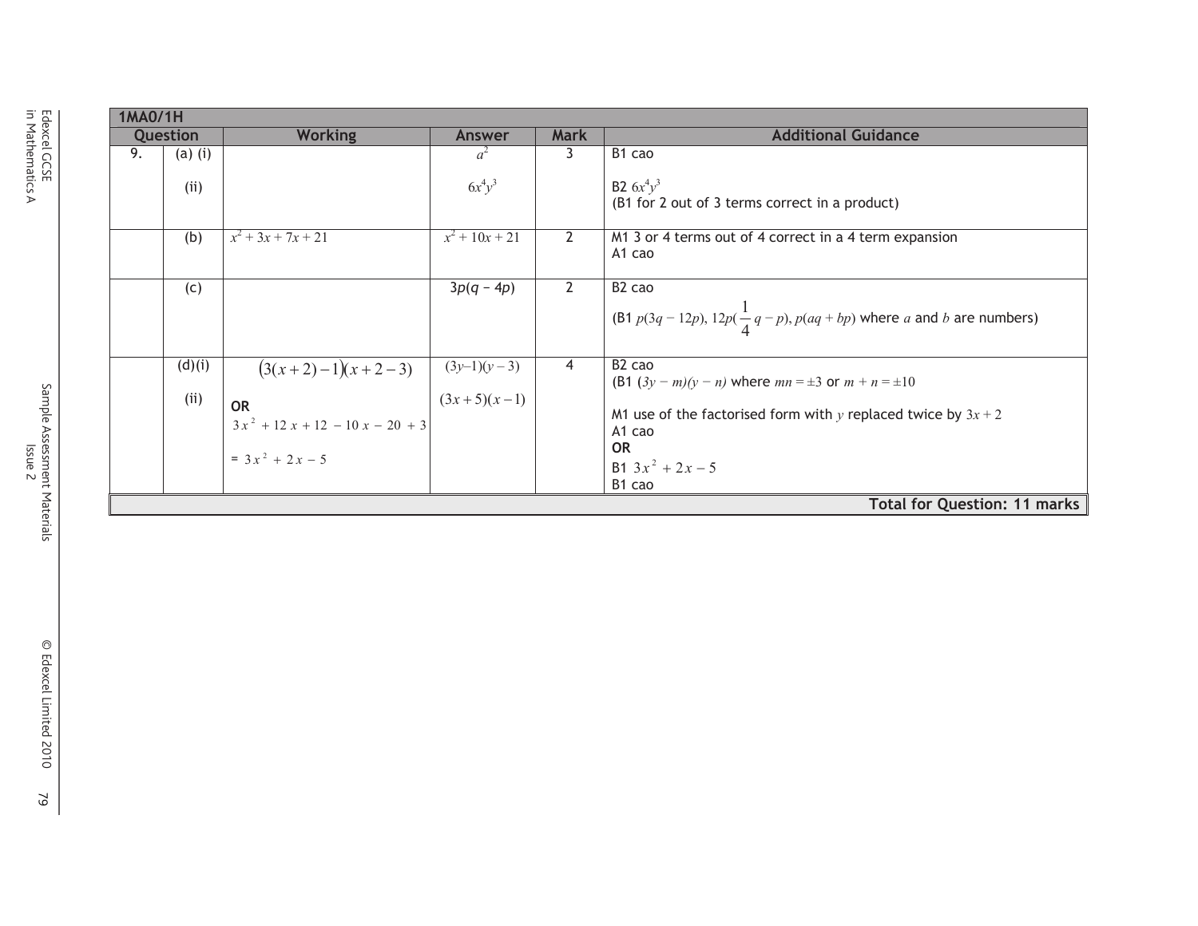| 1MA0/1H | | | | | |
|---|---|---|---|---|---|
| **Question** | | **Working** | **Answer** | **Mark** | **Additional Guidance** |
| 9. | (a) (i)<br><br>(ii) | | $a^2$<br><br>$6x^4y^3$ | 3 | B1 cao<br><br>B2 $6x^4y^3$<br>(B1 for 2 out of 3 terms correct in a product) |
| | (b) | $x^2 + 3x + 7x + 21$ | $x^2 + 10x + 21$ | 2 | M1 3 or 4 terms out of 4 correct in a 4 term expansion<br>A1 cao |
| | (c) | | $3p(q - 4p)$ | 2 | B2 cao<br>(B1 $p(3q - 12p)$, $12p(\frac{1}{4}q - p)$, $p(aq + bp)$ where $a$ and $b$ are numbers) |
| | (d)(i)<br><br>(ii) | $(3(x+2)-1)(x+2-3)$<br><br>**OR**<br>$3x^2 + 12x + 12 - 10x - 20 + 3$<br><br>$= 3x^2 + 2x - 5$ | $(3y-1)(y-3)$<br><br>$(3x+5)(x-1)$ | 4 | B2 cao<br>(B1 $(3y - m)(y - n)$ where $mn = \pm 3$ or $m + n = \pm 10$<br><br>M1 use of the factorised form with $y$ replaced twice by $3x + 2$<br>A1 cao<br>**OR**<br>B1 $3x^2 + 2x - 5$<br>B1 cao |
| | | | | | **Total for Question: 11 marks** |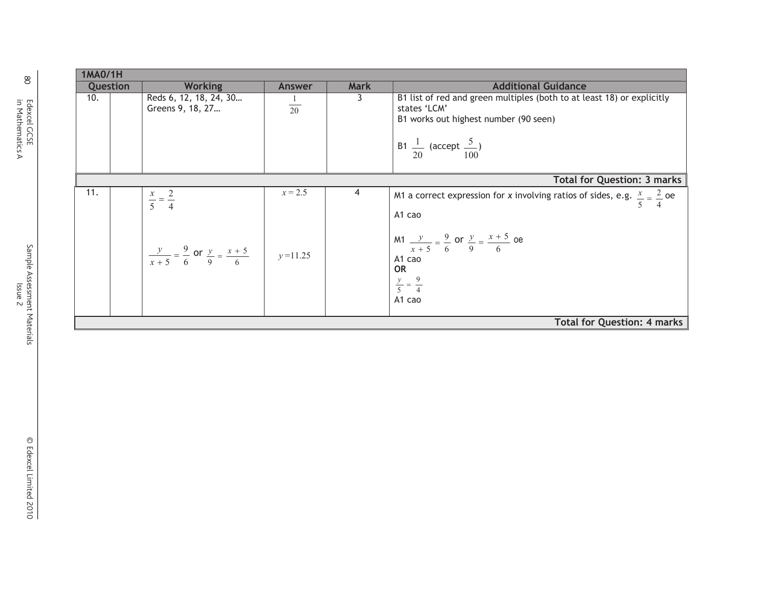| 1MA0/1H | | | | | |
|---|---|---|---|---|---|
| **Question** | | **Working** | **Answer** | **Mark** | **Additional Guidance** |
| 10. | | Reds 6, 12, 18, 24, 30… Greens 9, 18, 27… | $\frac{1}{20}$ | 3 | B1 list of red and green multiples (both to at least 18) or explicitly states 'LCM'<br>B1 works out highest number (90 seen)<br><br>B1 $\frac{1}{20}$ (accept $\frac{5}{100}$) |
| | | | | | **Total for Question: 3 marks** |
| 11. | | $\frac{x}{5} = \frac{2}{4}$<br><br><br>$\frac{y}{x+5} = \frac{9}{6}$ or $\frac{y}{9} = \frac{x+5}{6}$ | $x = 2.5$<br><br><br>$y = 11.25$ | 4 | M1 a correct expression for *x* involving ratios of sides, e.g. $\frac{x}{5} = \frac{2}{4}$ oe<br>A1 cao<br><br>M1 $\frac{y}{x+5} = \frac{9}{6}$ or $\frac{y}{9} = \frac{x+5}{6}$ oe<br>A1 cao<br>**OR**<br>$\frac{y}{5} = \frac{9}{4}$<br>A1 cao |
| | | | | | **Total for Question: 4 marks** |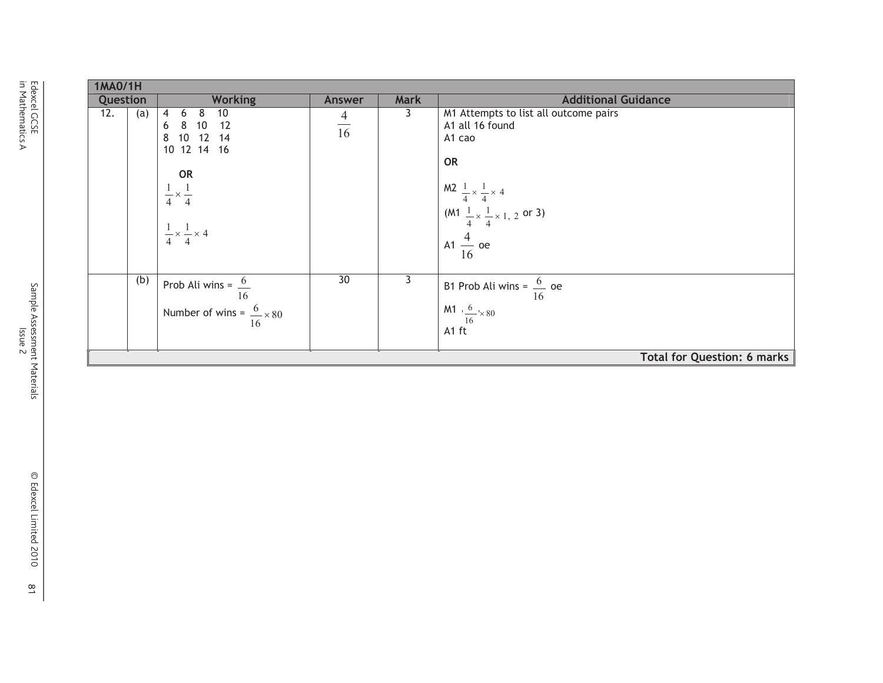| 1MA0/1H | | | | | |
|---|---|---|---|---|---|
| **Question** | | **Working** | **Answer** | **Mark** | **Additional Guidance** |
| 12. | (a) | 4 6 8 10<br>6 8 10 12<br>8 10 12 14<br>10 12 14 16<br><br>**OR**<br>$\frac{1}{4} \times \frac{1}{4}$<br><br>$\frac{1}{4} \times \frac{1}{4} \times 4$ | $\frac{4}{16}$ | 3 | M1 Attempts to list all outcome pairs<br>A1 all 16 found<br>A1 cao<br><br>**OR**<br><br>M2 $\frac{1}{4} \times \frac{1}{4} \times 4$<br>(M1 $\frac{1}{4} \times \frac{1}{4} \times 1, 2$ or 3)<br>A1 $\frac{4}{16}$ oe |
| | (b) | Prob Ali wins = $\frac{6}{16}$<br>Number of wins = $\frac{6}{16} \times 80$ | 30 | 3 | B1 Prob Ali wins = $\frac{6}{16}$ oe<br>M1 '$\frac{6}{16}$'$\times 80$<br>A1 ft |
| | | | | | **Total for Question: 6 marks** |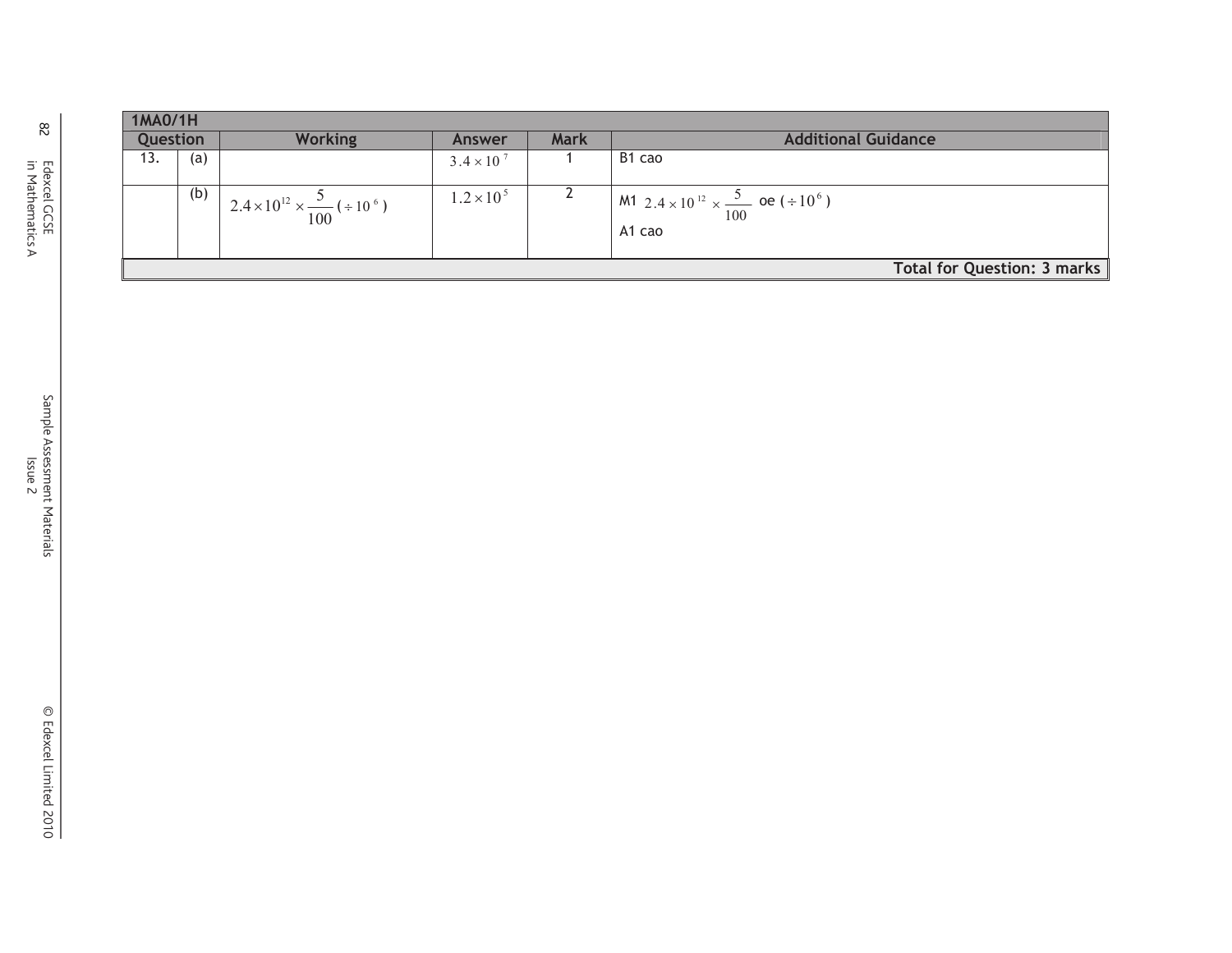| 1MA0/1H | | | | | |
|---|---|---|---|---|---|
| **Question** | | **Working** | **Answer** | **Mark** | **Additional Guidance** |
| 13. | (a) | | $3.4 \times 10^7$ | 1 | B1 cao |
| | (b) | $2.4\times10^{12} \times \frac{5}{100} (\div 10^6)$ | $1.2\times10^5$ | 2 | M1 $2.4 \times 10^{12} \times \frac{5}{100}$ oe $(\div 10^6)$<br>A1 cao |
| | | | | | **Total for Question: 3 marks** |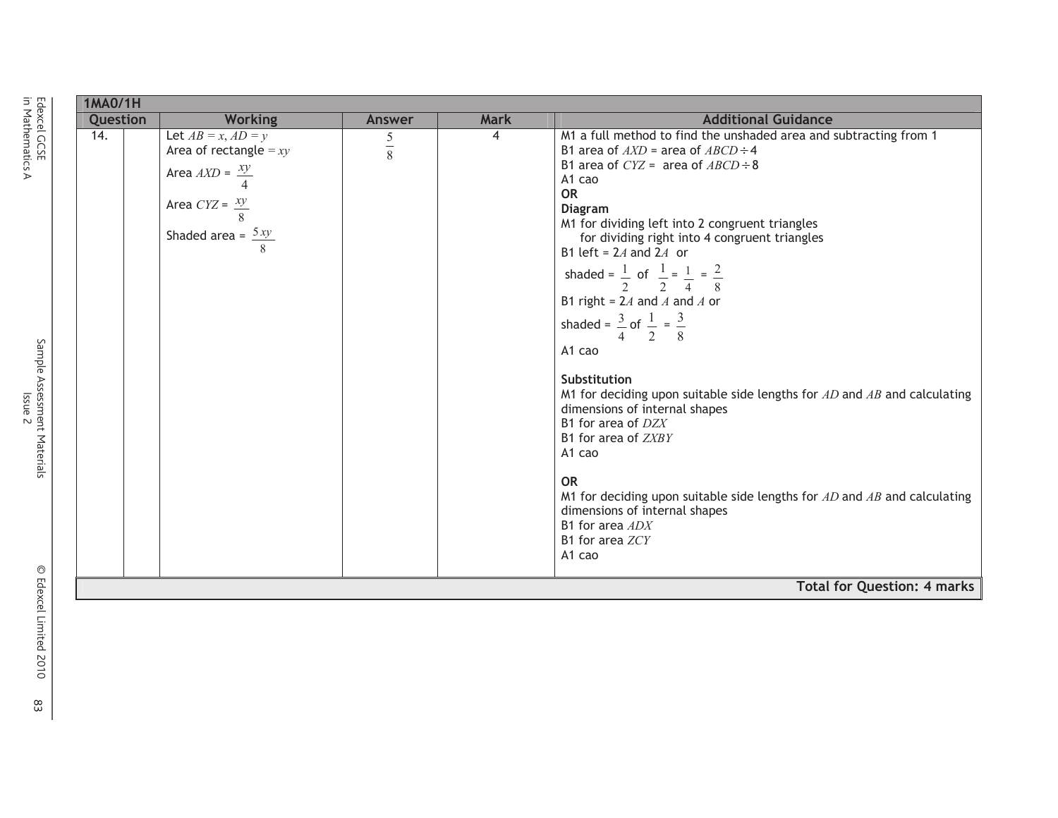**1MA0/1H**

| Question | | Working | Answer | Mark | Additional Guidance |
|---|---|---|---|---|---|
| 14. | | Let $AB = x$, $AD = y$<br>Area of rectangle $= xy$<br>Area $AXD = \frac{xy}{4}$<br>Area $CYZ = \frac{xy}{8}$<br>Shaded area = $\frac{5xy}{8}$ | $\frac{5}{8}$ | 4 | M1 a full method to find the unshaded area and subtracting from 1<br>B1 area of $AXD$ = area of $ABCD \div 4$<br>B1 area of $CYZ$ = area of $ABCD \div 8$<br>A1 cao<br>**OR**<br>**Diagram**<br>M1 for dividing left into 2 congruent triangles<br>for dividing right into 4 congruent triangles<br>B1 left = $2A$ and $2A$ or<br>shaded = $\frac{1}{2}$ of $\frac{1}{2} = \frac{1}{4} = \frac{2}{8}$<br>B1 right = $2A$ and $A$ and $A$ or<br>shaded = $\frac{3}{4}$ of $\frac{1}{2} = \frac{3}{8}$<br>A1 cao<br><br>**Substitution**<br>M1 for deciding upon suitable side lengths for $AD$ and $AB$ and calculating dimensions of internal shapes<br>B1 for area of $DZX$<br>B1 for area of $ZXBY$<br>A1 cao<br><br>**OR**<br>M1 for deciding upon suitable side lengths for $AD$ and $AB$ and calculating dimensions of internal shapes<br>B1 for area $ADX$<br>B1 for area $ZCY$<br>A1 cao |
| | | | | | **Total for Question: 4 marks** |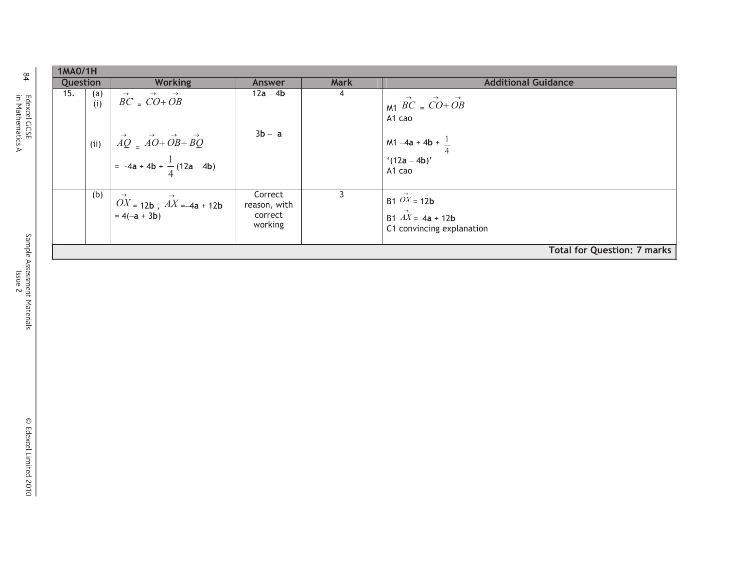| 1MA0/1H | | | | | |
|---|---|---|---|---|---|
| **Question** | | **Working** | **Answer** | **Mark** | **Additional Guidance** |
| 15. | (a)(i) | $\vec{BC} = \vec{CO} + \vec{OB}$ | 12**a** – 4**b** | 4 | M1 $\vec{BC} = \vec{CO} + \vec{OB}$<br>A1 cao |
| | (ii) | $\vec{AQ} = \vec{AO} + \vec{OB} + \vec{BQ}$<br>= -4**a** + 4**b** + $\frac{1}{4}$(12**a** – 4**b**) | 3**b** – **a** | | M1 –4**a** + 4**b** + $\frac{1}{4}$ '(12**a** – 4**b**)'<br>A1 cao |
| | (b) | $\vec{OX}$ = 12**b** , $\vec{AX}$ =–4**a** + 12**b**<br>= 4(–**a** + 3**b**) | Correct reason, with correct working | 3 | B1 $\vec{OX}$ = 12**b**<br>B1 $\vec{AX}$ =–4**a** + 12**b**<br>C1 convincing explanation |
| | | | | | **Total for Question: 7 marks** |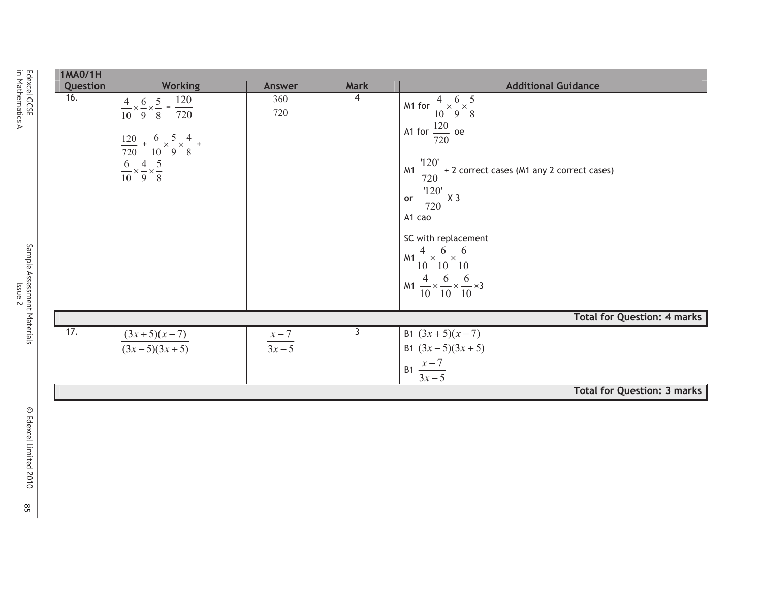| 1MA0/1H | | | | | |
|---|---|---|---|---|---|
| **Question** | | **Working** | **Answer** | **Mark** | **Additional Guidance** |
| 16. | | $\frac{4}{10}\times\frac{6}{9}\times\frac{5}{8}$ = $\frac{120}{720}$<br><br>$\frac{120}{720}$ + $\frac{6}{10}\times\frac{5}{9}\times\frac{4}{8}$ +<br>$\frac{6}{10}\times\frac{4}{9}\times\frac{5}{8}$ | $\frac{360}{720}$ | 4 | M1 for $\frac{4}{10}\times\frac{6}{9}\times\frac{5}{8}$<br>A1 for $\frac{120}{720}$ oe<br><br>M1 $\frac{'120'}{720}$ + 2 correct cases (M1 any 2 correct cases)<br>**or** $\frac{'120'}{720}$ X 3<br>A1 cao<br><br>SC with replacement<br>M1 $\frac{4}{10}\times\frac{6}{10}\times\frac{6}{10}$<br>M1 $\frac{4}{10}\times\frac{6}{10}\times\frac{6}{10}\times 3$ |
| | | | | | **Total for Question: 4 marks** |
| 17. | | $\frac{(3x+5)(x-7)}{(3x-5)(3x+5)}$ | $\frac{x-7}{3x-5}$ | 3 | B1 $(3x+5)(x-7)$<br>B1 $(3x-5)(3x+5)$<br>B1 $\frac{x-7}{3x-5}$ |
| | | | | | **Total for Question: 3 marks** |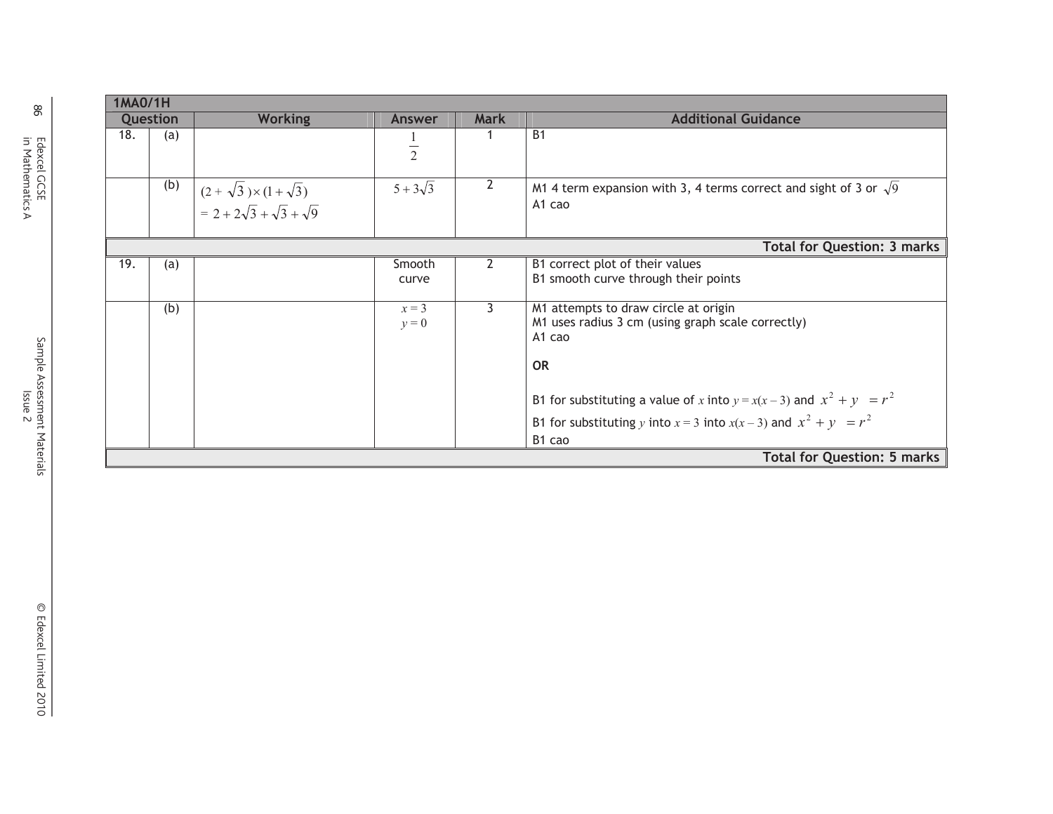| 1MA0/1H | | | | | |
|---|---|---|---|---|---|
| **Question** | | **Working** | **Answer** | **Mark** | **Additional Guidance** |
| 18. | (a) | | $\frac{1}{2}$ | 1 | B1 |
| | (b) | $(2+\sqrt{3})\times(1+\sqrt{3})$<br>$= 2+2\sqrt{3}+\sqrt{3}+\sqrt{9}$ | $5+3\sqrt{3}$ | 2 | M1 4 term expansion with 3, 4 terms correct and sight of 3 or $\sqrt{9}$<br>A1 cao |
| | | | | | **Total for Question: 3 marks** |
| 19. | (a) | | Smooth curve | 2 | B1 correct plot of their values<br>B1 smooth curve through their points |
| | (b) | | $x = 3$<br>$y = 0$ | 3 | M1 attempts to draw circle at origin<br>M1 uses radius 3 cm (using graph scale correctly)<br>A1 cao<br><br>**OR**<br><br>B1 for substituting a value of $x$ into $y = x(x-3)$ and $x^2 + y \quad = r^2$<br>B1 for substituting $y$ into $x = 3$ into $x(x-3)$ and $x^2 + y \quad = r^2$<br>B1 cao |
| | | | | | **Total for Question: 5 marks** |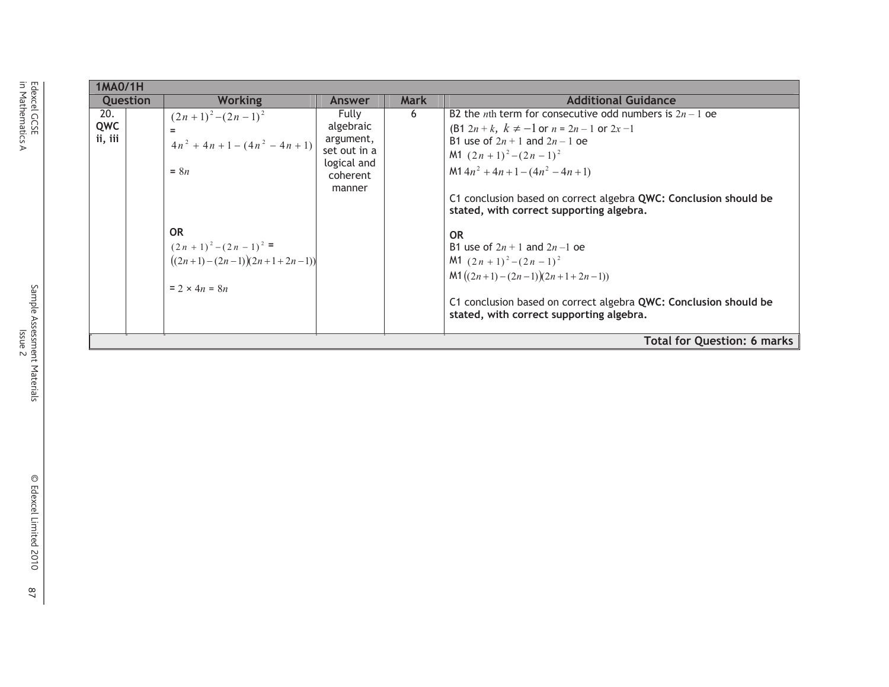| 1MA0/1H | | | | | |
|---|---|---|---|---|---|
| **Question** | | **Working** | **Answer** | **Mark** | **Additional Guidance** |
| 20. **QWC ii, iii** | | $(2n+1)^2-(2n-1)^2$ <br> = <br> $4n^2+4n+1-(4n^2-4n+1)$ <br><br> = $8n$ <br><br><br> **OR** <br> $(2n+1)^2-(2n-1)^2$ = <br> $((2n+1)-(2n-1))(2n+1+2n-1))$ <br><br> = $2 \times 4n = 8n$ | Fully algebraic argument, set out in a logical and coherent manner | 6 | B2 the $n$th term for consecutive odd numbers is $2n-1$ oe <br> (B1 $2n+k,\ k \neq -1$ or $n = 2n-1$ or $2x-1$ <br> B1 use of $2n+1$ and $2n-1$ oe <br> M1 $(2n+1)^2-(2n-1)^2$ <br> M1 $4n^2+4n+1-(4n^2-4n+1)$ <br><br> C1 conclusion based on correct algebra **QWC: Conclusion should be stated, with correct supporting algebra.** <br><br> **OR** <br> B1 use of $2n+1$ and $2n-1$ oe <br> M1 $(2n+1)^2-(2n-1)^2$ <br> M1 $((2n+1)-(2n-1))(2n+1+2n-1))$ <br><br> C1 conclusion based on correct algebra **QWC: Conclusion should be stated, with correct supporting algebra.** |
| | | | | | **Total for Question: 6 marks** |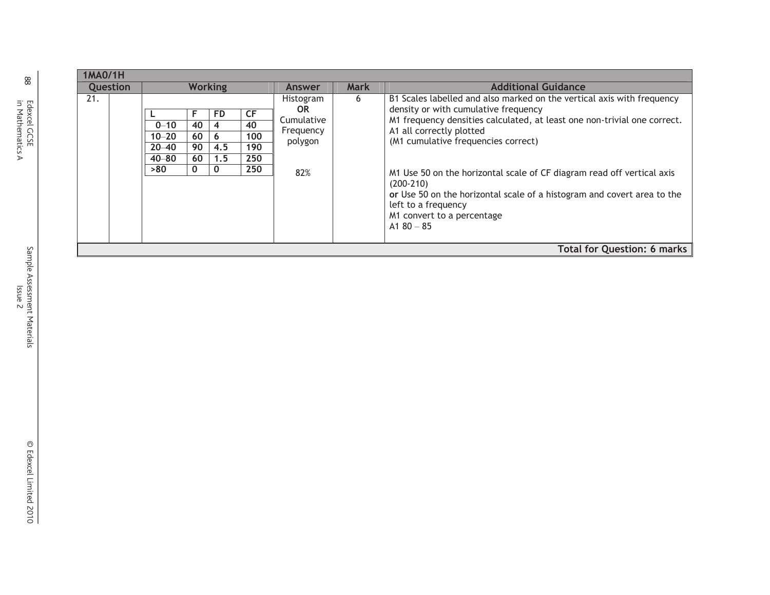| 1MA0/1H | | | | | |
|---|---|---|---|---|---|
| **Question** | | **Working** | **Answer** | **Mark** | **Additional Guidance** |
| 21. | | <table><tr><td>L</td><td>F</td><td>FD</td><td>CF</td></tr><tr><td>0–10</td><td>40</td><td>4</td><td>40</td></tr><tr><td>10–20</td><td>60</td><td>6</td><td>100</td></tr><tr><td>20–40</td><td>90</td><td>4.5</td><td>190</td></tr><tr><td>40–80</td><td>60</td><td>1.5</td><td>250</td></tr><tr><td>>80</td><td>0</td><td>0</td><td>250</td></tr></table> | Histogram **OR** Cumulative Frequency polygon<br><br>82% | 6 | B1 Scales labelled and also marked on the vertical axis with frequency density or with cumulative frequency<br>M1 frequency densities calculated, at least one non-trivial one correct.<br>A1 all correctly plotted<br>(M1 cumulative frequencies correct)<br><br>M1 Use 50 on the horizontal scale of CF diagram read off vertical axis (200-210)<br>**or** Use 50 on the horizontal scale of a histogram and covert area to the left to a frequency<br>M1 convert to a percentage<br>A1 80 – 85 |
| | | | | | **Total for Question: 6 marks** |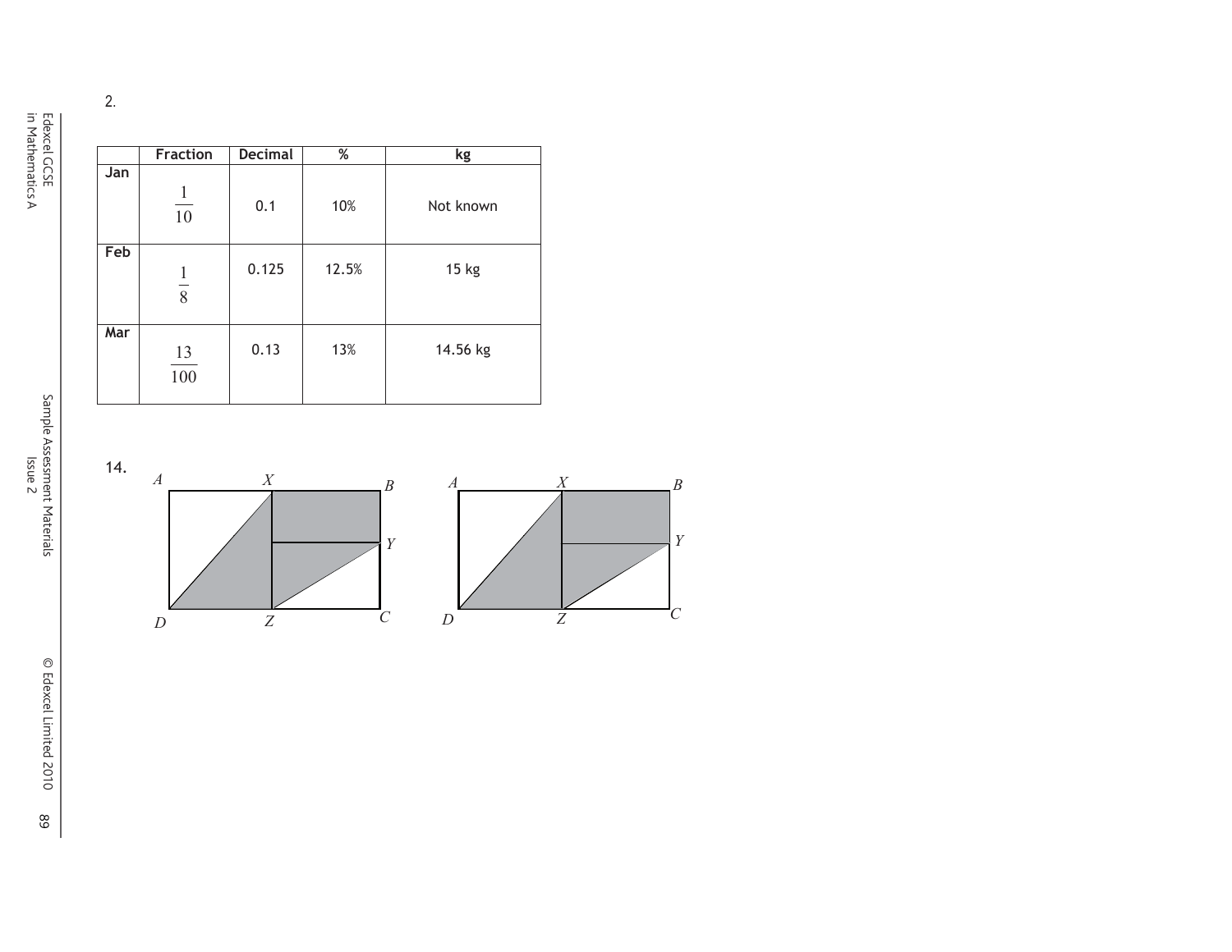2.

| | Fraction | Decimal | % | kg |
|---|---|---|---|---|
| **Jan** | $\frac{1}{10}$ | 0.1 | 10% | Not known |
| **Feb** | $\frac{1}{8}$ | 0.125 | 12.5% | 15 kg |
| **Mar** | $\frac{13}{100}$ | 0.13 | 13% | 14.56 kg |

14.

A X B Y D Z C A X B Y D Z C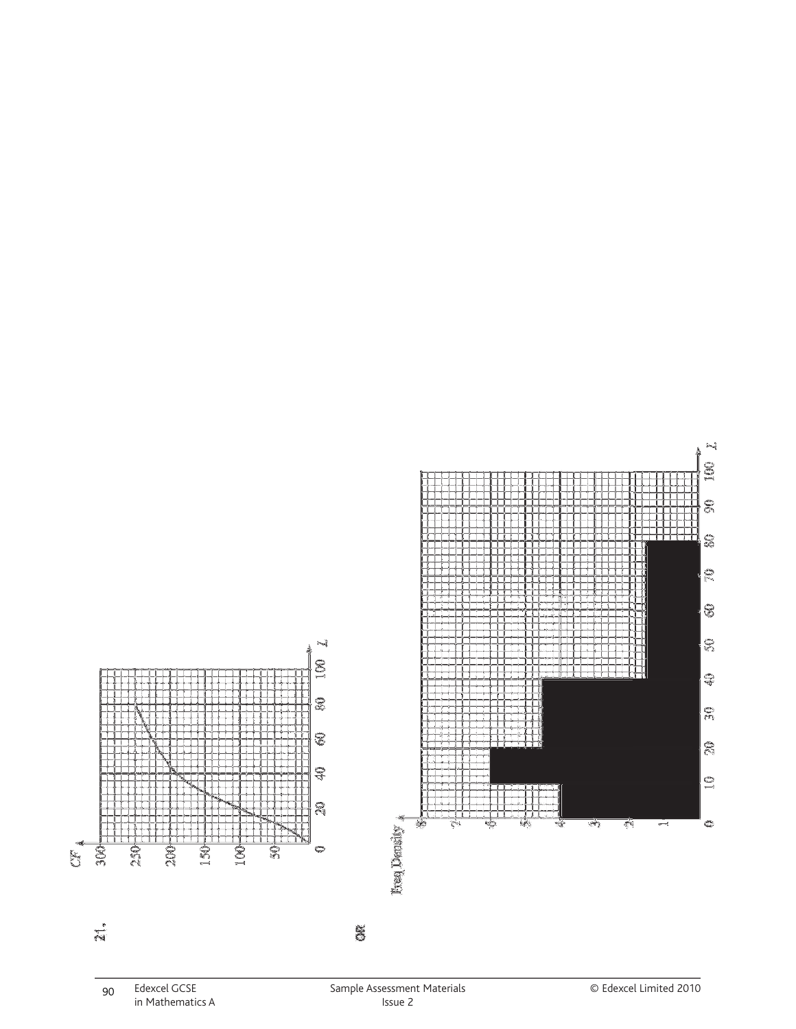21.

CF

300

250

200

150

100

50

0

20

40

60

80

100

L

OR

Freq Density

8

7

6

5

4

3

2

1

0

10

20

30

40

50

60

70

80

90

100

L